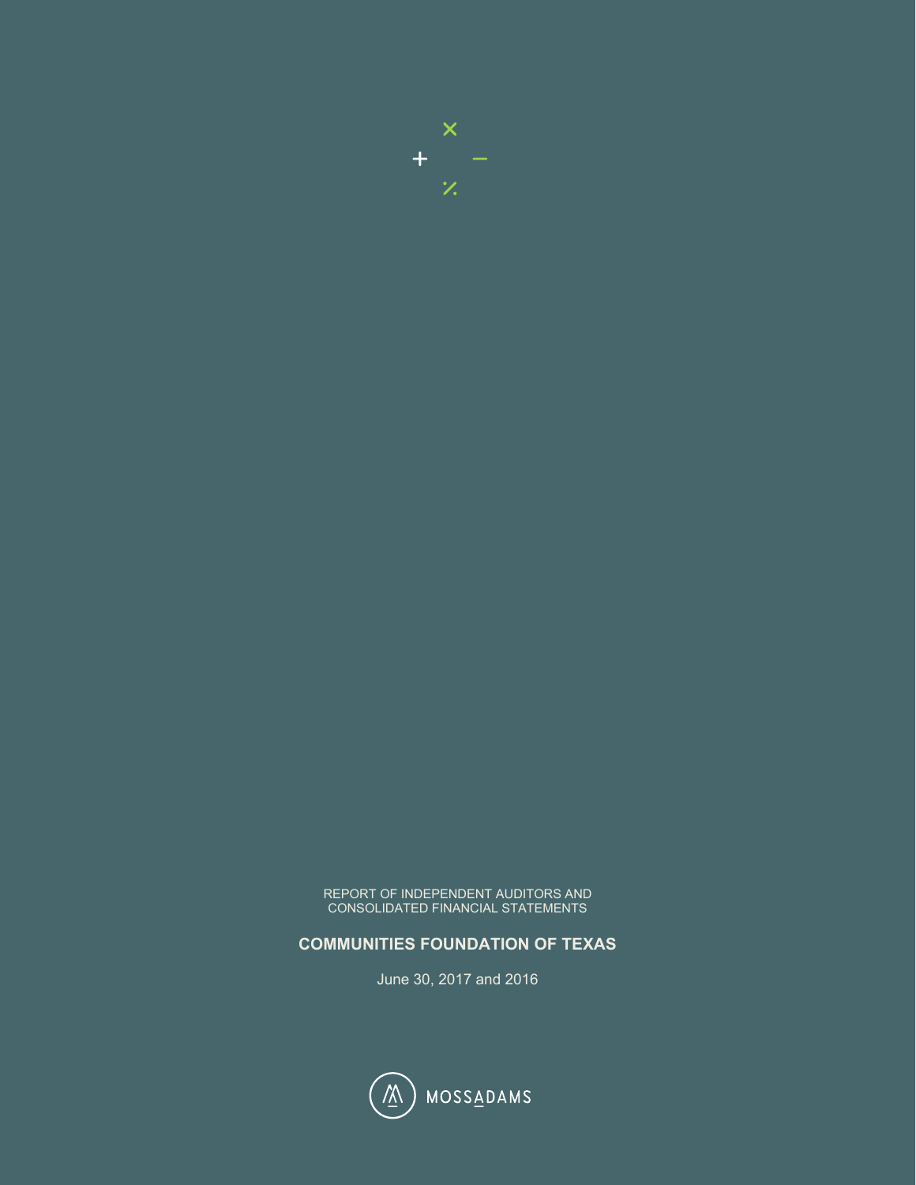REPORT OF INDEPENDENT AUDITORS AND
CONSOLIDATED FINANCIAL STATEMENTS

# COMMUNITIES FOUNDATION OF TEXAS

June 30, 2017 and 2016

MOSSADAMS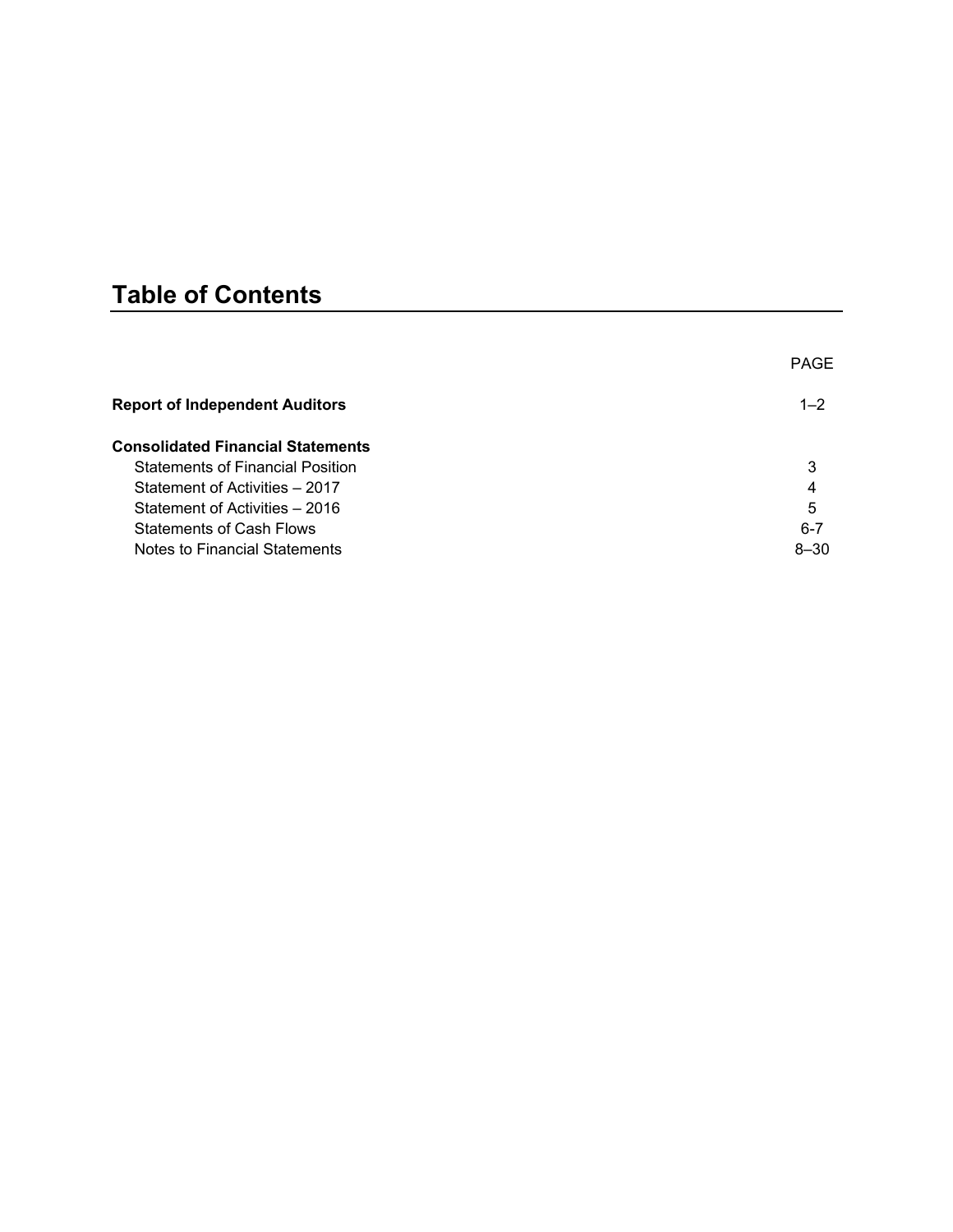# Table of Contents

| | PAGE |
|---|---|
| **Report of Independent Auditors** | 1–2 |
| **Consolidated Financial Statements** | |
| Statements of Financial Position | 3 |
| Statement of Activities – 2017 | 4 |
| Statement of Activities – 2016 | 5 |
| Statements of Cash Flows | 6-7 |
| Notes to Financial Statements | 8–30 |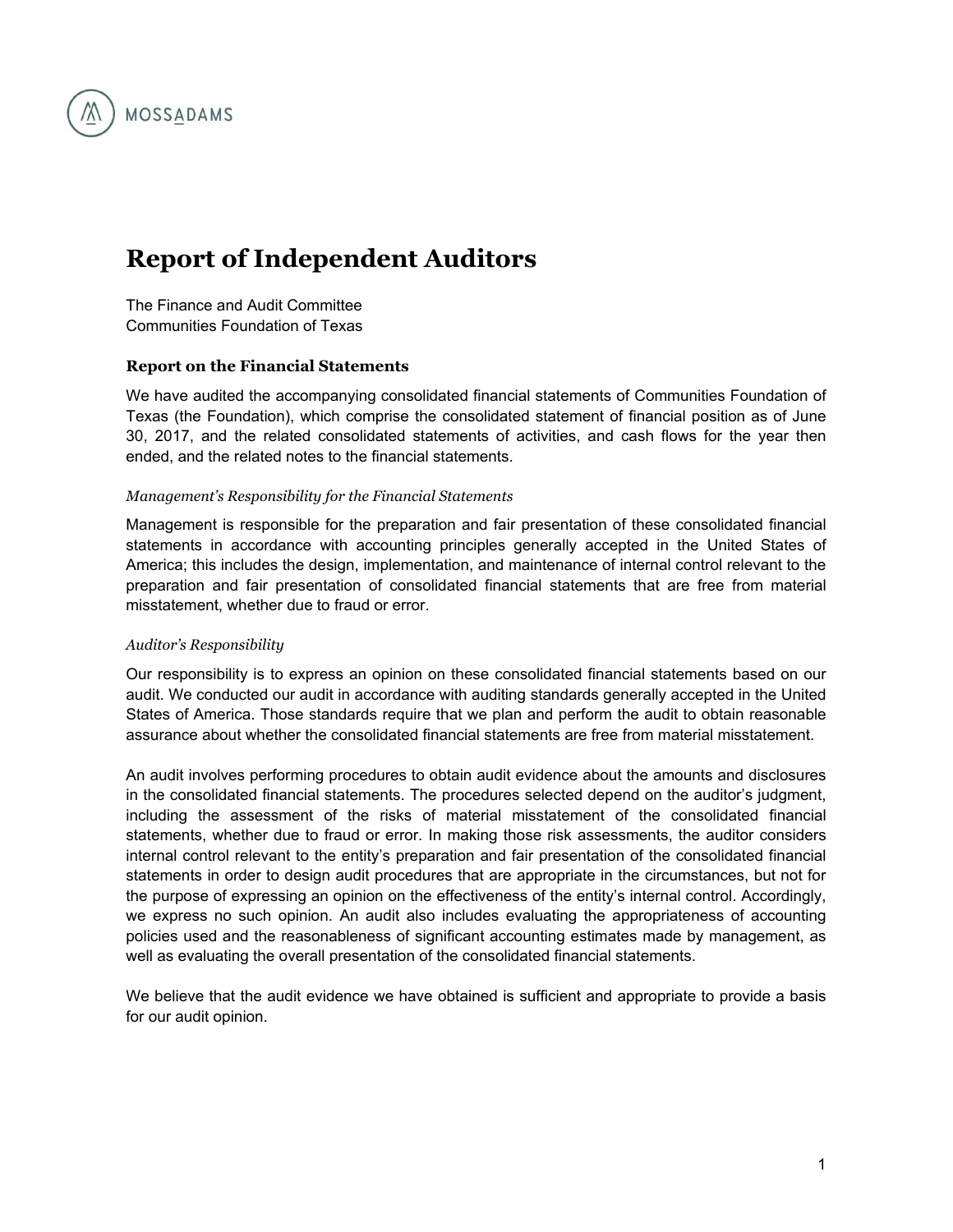# Report of Independent Auditors

The Finance and Audit Committee
Communities Foundation of Texas

### Report on the Financial Statements

We have audited the accompanying consolidated financial statements of Communities Foundation of Texas (the Foundation), which comprise the consolidated statement of financial position as of June 30, 2017, and the related consolidated statements of activities, and cash flows for the year then ended, and the related notes to the financial statements.

*Management's Responsibility for the Financial Statements*

Management is responsible for the preparation and fair presentation of these consolidated financial statements in accordance with accounting principles generally accepted in the United States of America; this includes the design, implementation, and maintenance of internal control relevant to the preparation and fair presentation of consolidated financial statements that are free from material misstatement, whether due to fraud or error.

*Auditor's Responsibility*

Our responsibility is to express an opinion on these consolidated financial statements based on our audit. We conducted our audit in accordance with auditing standards generally accepted in the United States of America. Those standards require that we plan and perform the audit to obtain reasonable assurance about whether the consolidated financial statements are free from material misstatement.

An audit involves performing procedures to obtain audit evidence about the amounts and disclosures in the consolidated financial statements. The procedures selected depend on the auditor's judgment, including the assessment of the risks of material misstatement of the consolidated financial statements, whether due to fraud or error. In making those risk assessments, the auditor considers internal control relevant to the entity's preparation and fair presentation of the consolidated financial statements in order to design audit procedures that are appropriate in the circumstances, but not for the purpose of expressing an opinion on the effectiveness of the entity's internal control. Accordingly, we express no such opinion. An audit also includes evaluating the appropriateness of accounting policies used and the reasonableness of significant accounting estimates made by management, as well as evaluating the overall presentation of the consolidated financial statements.

We believe that the audit evidence we have obtained is sufficient and appropriate to provide a basis for our audit opinion.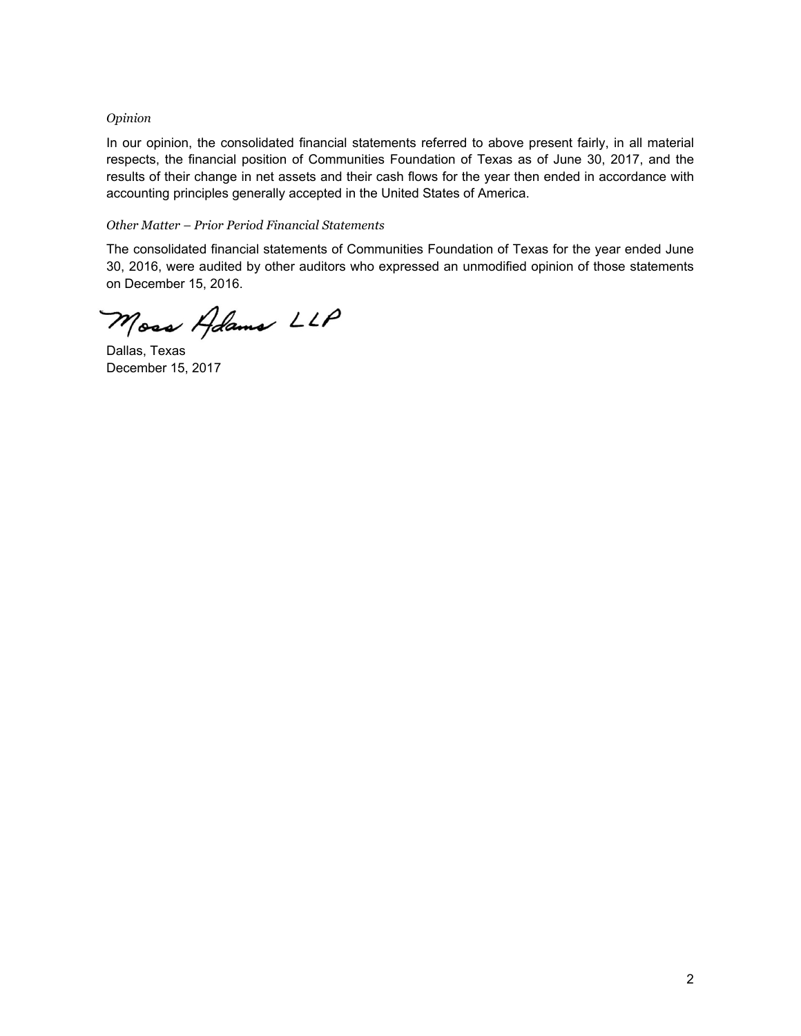*Opinion*

In our opinion, the consolidated financial statements referred to above present fairly, in all material respects, the financial position of Communities Foundation of Texas as of June 30, 2017, and the results of their change in net assets and their cash flows for the year then ended in accordance with accounting principles generally accepted in the United States of America.

*Other Matter – Prior Period Financial Statements*

The consolidated financial statements of Communities Foundation of Texas for the year ended June 30, 2016, were audited by other auditors who expressed an unmodified opinion of those statements on December 15, 2016.

Moss Adams LLP

Dallas, Texas
December 15, 2017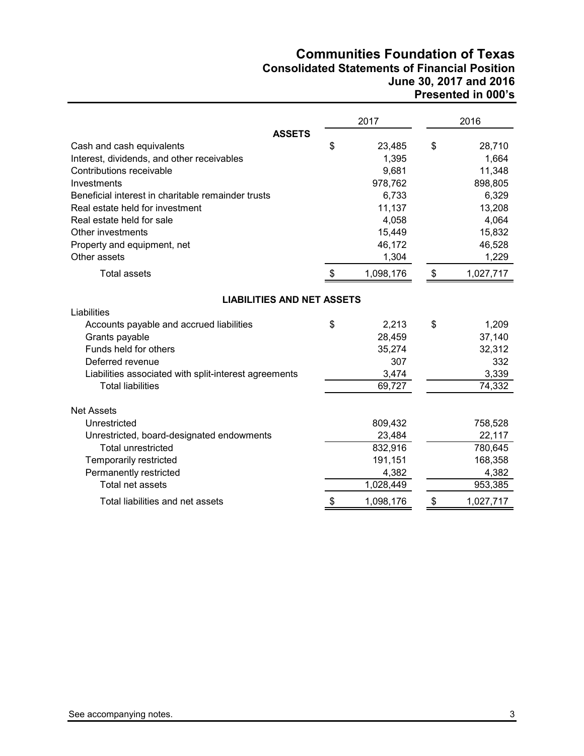# Communities Foundation of Texas
## Consolidated Statements of Financial Position
### June 30, 2017 and 2016
### Presented in 000's

| | 2017 | 2016 |
|---|---|---|
| **ASSETS** | | |
| Cash and cash equivalents | $ 23,485 | $ 28,710 |
| Interest, dividends, and other receivables | 1,395 | 1,664 |
| Contributions receivable | 9,681 | 11,348 |
| Investments | 978,762 | 898,805 |
| Beneficial interest in charitable remainder trusts | 6,733 | 6,329 |
| Real estate held for investment | 11,137 | 13,208 |
| Real estate held for sale | 4,058 | 4,064 |
| Other investments | 15,449 | 15,832 |
| Property and equipment, net | 46,172 | 46,528 |
| Other assets | 1,304 | 1,229 |
| Total assets | $ 1,098,176 | $ 1,027,717 |
| **LIABILITIES AND NET ASSETS** | | |
| Liabilities | | |
| Accounts payable and accrued liabilities | $ 2,213 | $ 1,209 |
| Grants payable | 28,459 | 37,140 |
| Funds held for others | 35,274 | 32,312 |
| Deferred revenue | 307 | 332 |
| Liabilities associated with split-interest agreements | 3,474 | 3,339 |
| Total liabilities | 69,727 | 74,332 |
| Net Assets | | |
| Unrestricted | 809,432 | 758,528 |
| Unrestricted, board-designated endowments | 23,484 | 22,117 |
| Total unrestricted | 832,916 | 780,645 |
| Temporarily restricted | 191,151 | 168,358 |
| Permanently restricted | 4,382 | 4,382 |
| Total net assets | 1,028,449 | 953,385 |
| Total liabilities and net assets | $ 1,098,176 | $ 1,027,717 |

See accompanying notes.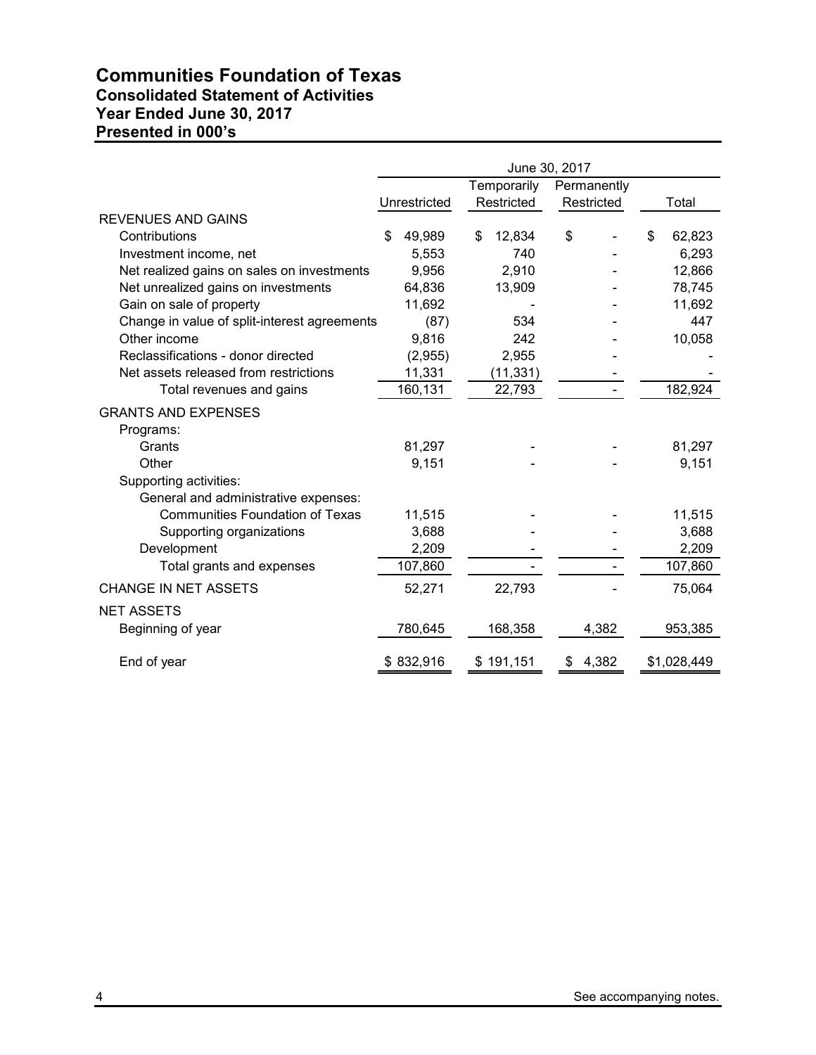# Communities Foundation of Texas
## Consolidated Statement of Activities
## Year Ended June 30, 2017
## Presented in 000's

| | June 30, 2017 | | | |
|---|---|---|---|---|
| | Unrestricted | Temporarily Restricted | Permanently Restricted | Total |
| REVENUES AND GAINS | | | | |
| Contributions | $ 49,989 | $ 12,834 | $ - | $ 62,823 |
| Investment income, net | 5,553 | 740 | - | 6,293 |
| Net realized gains on sales on investments | 9,956 | 2,910 | - | 12,866 |
| Net unrealized gains on investments | 64,836 | 13,909 | - | 78,745 |
| Gain on sale of property | 11,692 | - | - | 11,692 |
| Change in value of split-interest agreements | (87) | 534 | - | 447 |
| Other income | 9,816 | 242 | - | 10,058 |
| Reclassifications - donor directed | (2,955) | 2,955 | - | - |
| Net assets released from restrictions | 11,331 | (11,331) | - | - |
| Total revenues and gains | 160,131 | 22,793 | - | 182,924 |
| GRANTS AND EXPENSES | | | | |
| Programs: | | | | |
| Grants | 81,297 | - | - | 81,297 |
| Other | 9,151 | - | - | 9,151 |
| Supporting activities: | | | | |
| General and administrative expenses: | | | | |
| Communities Foundation of Texas | 11,515 | - | - | 11,515 |
| Supporting organizations | 3,688 | - | - | 3,688 |
| Development | 2,209 | - | - | 2,209 |
| Total grants and expenses | 107,860 | - | - | 107,860 |
| CHANGE IN NET ASSETS | 52,271 | 22,793 | - | 75,064 |
| NET ASSETS | | | | |
| Beginning of year | 780,645 | 168,358 | 4,382 | 953,385 |
| End of year | $ 832,916 | $ 191,151 | $ 4,382 | $1,028,449 |

See accompanying notes.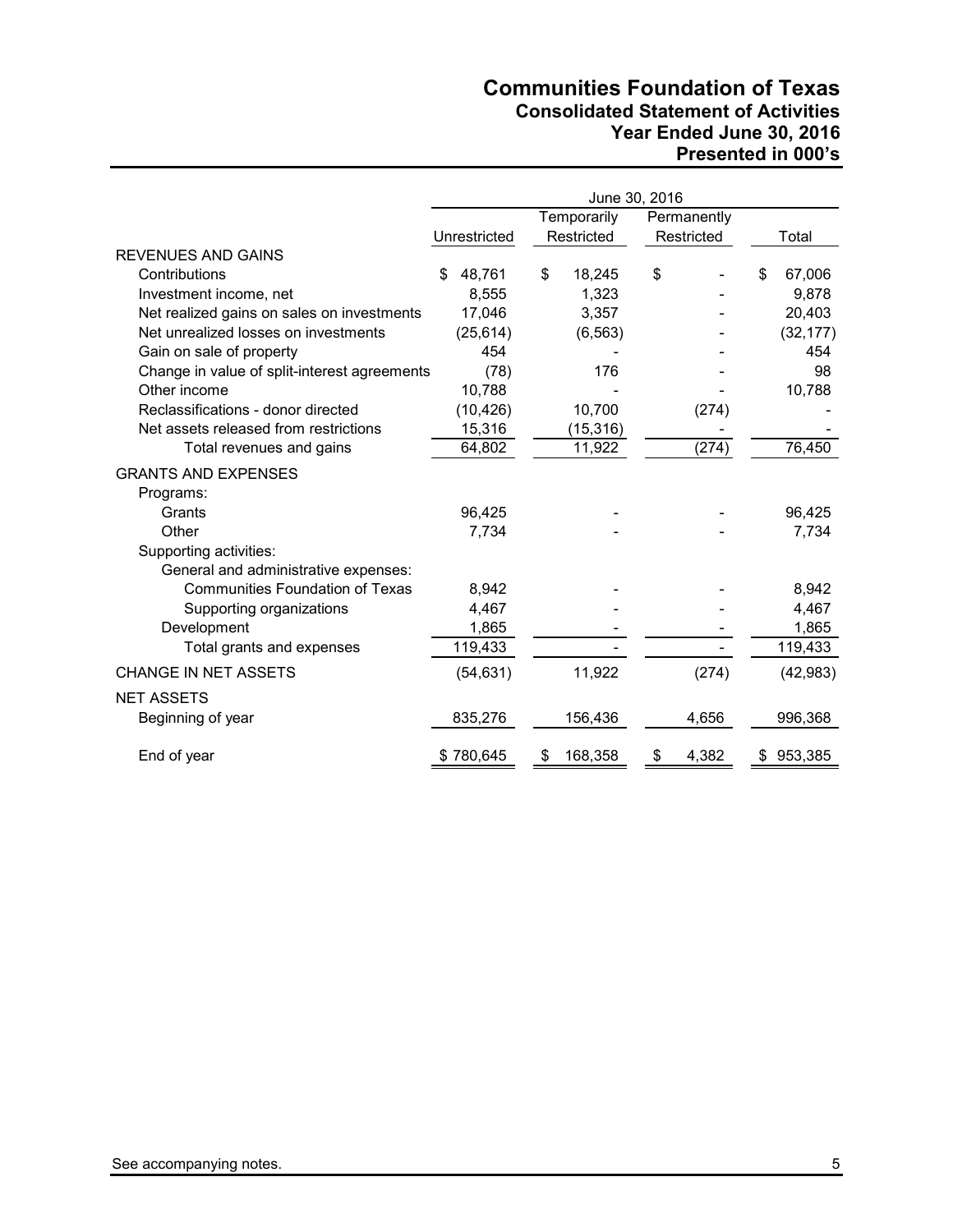# Communities Foundation of Texas
## Consolidated Statement of Activities
### Year Ended June 30, 2016
### Presented in 000's

| | June 30, 2016 | | | |
|---|---|---|---|---|
| | Unrestricted | Temporarily Restricted | Permanently Restricted | Total |
| REVENUES AND GAINS | | | | |
| Contributions | $ 48,761 | $ 18,245 | $ - | $ 67,006 |
| Investment income, net | 8,555 | 1,323 | - | 9,878 |
| Net realized gains on sales on investments | 17,046 | 3,357 | - | 20,403 |
| Net unrealized losses on investments | (25,614) | (6,563) | - | (32,177) |
| Gain on sale of property | 454 | - | - | 454 |
| Change in value of split-interest agreements | (78) | 176 | - | 98 |
| Other income | 10,788 | - | - | 10,788 |
| Reclassifications - donor directed | (10,426) | 10,700 | (274) | - |
| Net assets released from restrictions | 15,316 | (15,316) | - | - |
| Total revenues and gains | 64,802 | 11,922 | (274) | 76,450 |
| GRANTS AND EXPENSES | | | | |
| Programs: | | | | |
| Grants | 96,425 | - | - | 96,425 |
| Other | 7,734 | - | - | 7,734 |
| Supporting activities: | | | | |
| General and administrative expenses: | | | | |
| Communities Foundation of Texas | 8,942 | - | - | 8,942 |
| Supporting organizations | 4,467 | - | - | 4,467 |
| Development | 1,865 | - | - | 1,865 |
| Total grants and expenses | 119,433 | - | - | 119,433 |
| CHANGE IN NET ASSETS | (54,631) | 11,922 | (274) | (42,983) |
| NET ASSETS | | | | |
| Beginning of year | 835,276 | 156,436 | 4,656 | 996,368 |
| End of year | $ 780,645 | $ 168,358 | $ 4,382 | $ 953,385 |

See accompanying notes.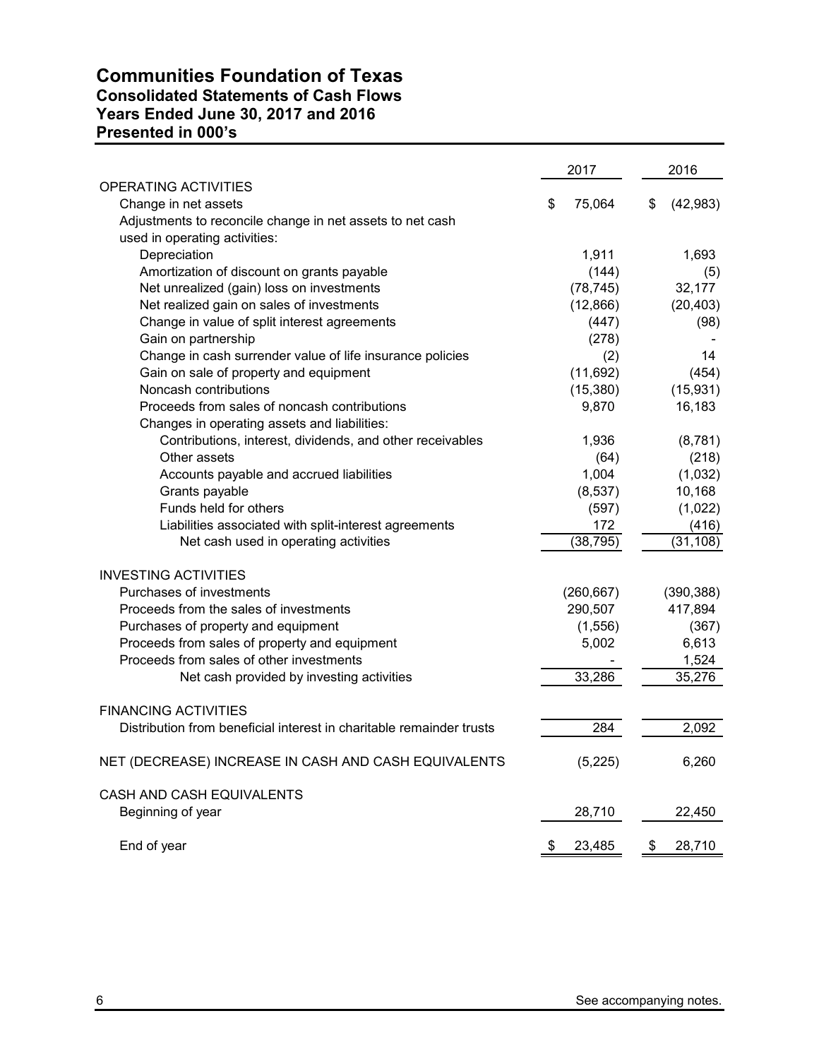# Communities Foundation of Texas
## Consolidated Statements of Cash Flows
## Years Ended June 30, 2017 and 2016
## Presented in 000's

| | 2017 | 2016 |
|---|---|---|
| OPERATING ACTIVITIES | | |
| Change in net assets | $ 75,064 | $ (42,983) |
| Adjustments to reconcile change in net assets to net cash used in operating activities: | | |
| Depreciation | 1,911 | 1,693 |
| Amortization of discount on grants payable | (144) | (5) |
| Net unrealized (gain) loss on investments | (78,745) | 32,177 |
| Net realized gain on sales of investments | (12,866) | (20,403) |
| Change in value of split interest agreements | (447) | (98) |
| Gain on partnership | (278) | - |
| Change in cash surrender value of life insurance policies | (2) | 14 |
| Gain on sale of property and equipment | (11,692) | (454) |
| Noncash contributions | (15,380) | (15,931) |
| Proceeds from sales of noncash contributions | 9,870 | 16,183 |
| Changes in operating assets and liabilities: | | |
| Contributions, interest, dividends, and other receivables | 1,936 | (8,781) |
| Other assets | (64) | (218) |
| Accounts payable and accrued liabilities | 1,004 | (1,032) |
| Grants payable | (8,537) | 10,168 |
| Funds held for others | (597) | (1,022) |
| Liabilities associated with split-interest agreements | 172 | (416) |
| Net cash used in operating activities | (38,795) | (31,108) |
| | | |
| INVESTING ACTIVITIES | | |
| Purchases of investments | (260,667) | (390,388) |
| Proceeds from the sales of investments | 290,507 | 417,894 |
| Purchases of property and equipment | (1,556) | (367) |
| Proceeds from sales of property and equipment | 5,002 | 6,613 |
| Proceeds from sales of other investments | - | 1,524 |
| Net cash provided by investing activities | 33,286 | 35,276 |
| | | |
| FINANCING ACTIVITIES | | |
| Distribution from beneficial interest in charitable remainder trusts | 284 | 2,092 |
| | | |
| NET (DECREASE) INCREASE IN CASH AND CASH EQUIVALENTS | (5,225) | 6,260 |
| | | |
| CASH AND CASH EQUIVALENTS | | |
| Beginning of year | 28,710 | 22,450 |
| End of year | $ 23,485 | $ 28,710 |

See accompanying notes.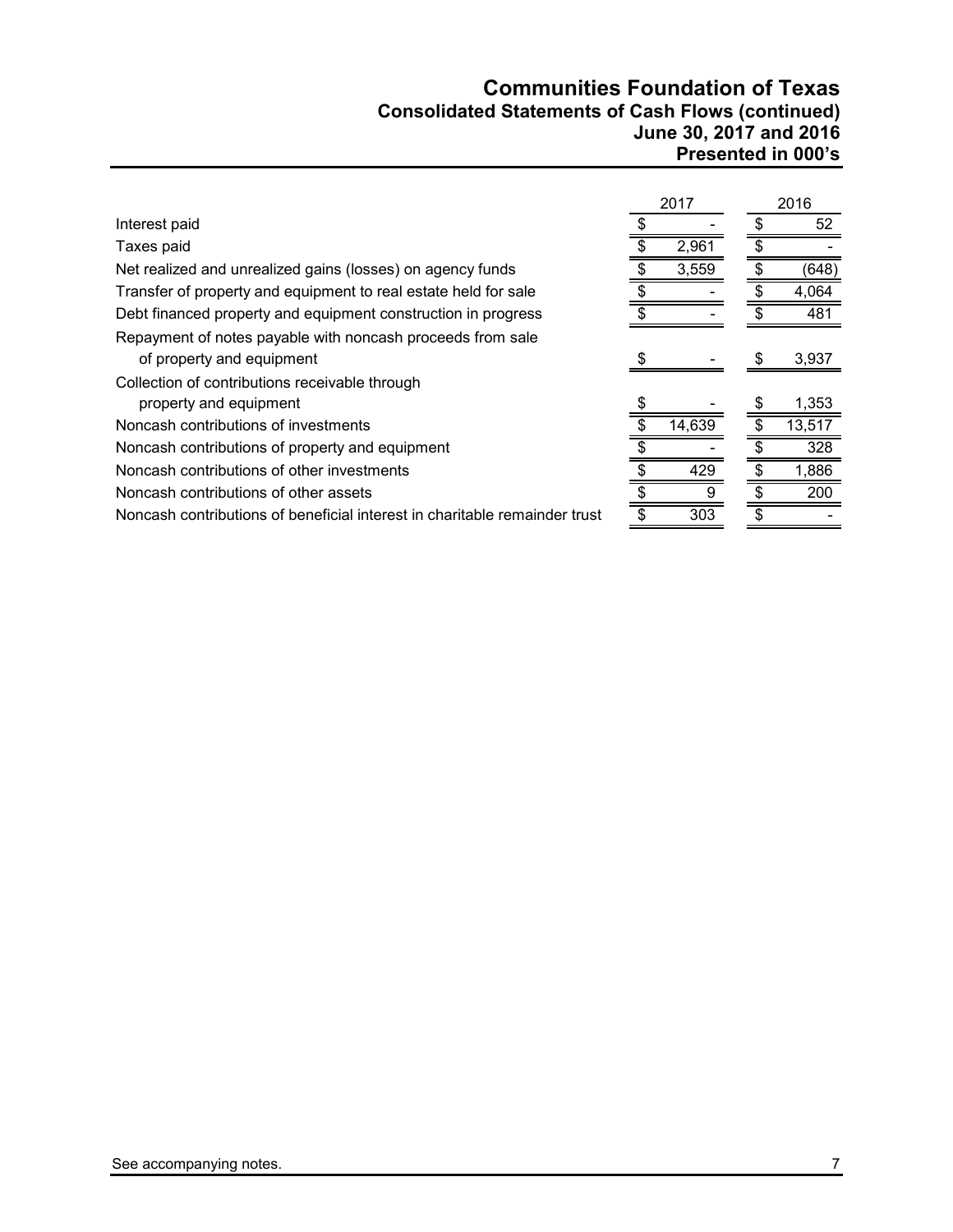# Communities Foundation of Texas
## Consolidated Statements of Cash Flows (continued)
### June 30, 2017 and 2016
### Presented in 000's

| | 2017 | 2016 |
|---|---|---|
| Interest paid | $ - | $ 52 |
| Taxes paid | $ 2,961 | $ - |
| Net realized and unrealized gains (losses) on agency funds | $ 3,559 | $ (648) |
| Transfer of property and equipment to real estate held for sale | $ - | $ 4,064 |
| Debt financed property and equipment construction in progress | $ - | $ 481 |
| Repayment of notes payable with noncash proceeds from sale of property and equipment | $ - | $ 3,937 |
| Collection of contributions receivable through property and equipment | $ - | $ 1,353 |
| Noncash contributions of investments | $ 14,639 | $ 13,517 |
| Noncash contributions of property and equipment | $ - | $ 328 |
| Noncash contributions of other investments | $ 429 | $ 1,886 |
| Noncash contributions of other assets | $ 9 | $ 200 |
| Noncash contributions of beneficial interest in charitable remainder trust | $ 303 | $ - |

See accompanying notes.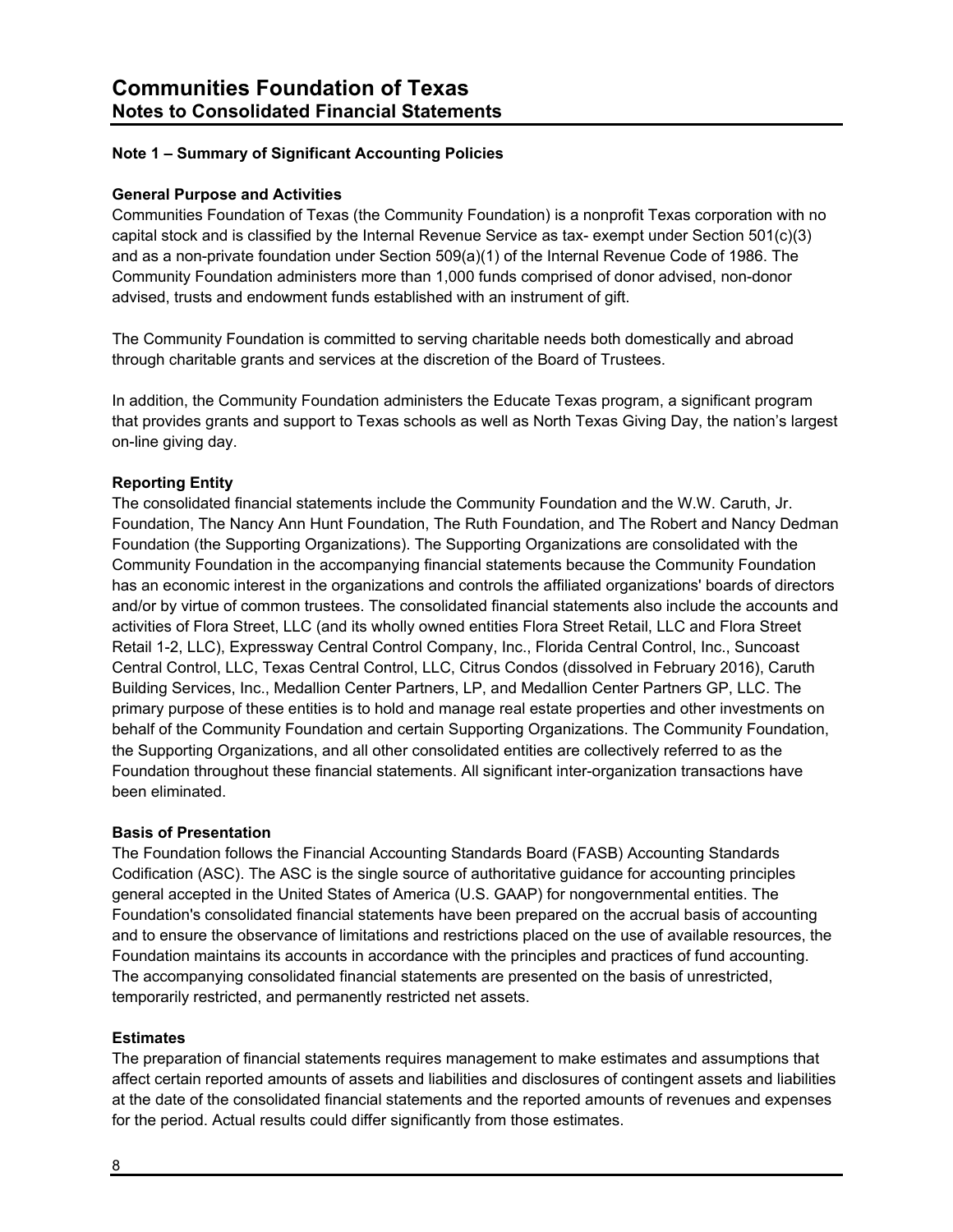# Communities Foundation of Texas
## Notes to Consolidated Financial Statements

### Note 1 – Summary of Significant Accounting Policies

**General Purpose and Activities**

Communities Foundation of Texas (the Community Foundation) is a nonprofit Texas corporation with no capital stock and is classified by the Internal Revenue Service as tax- exempt under Section 501(c)(3) and as a non-private foundation under Section 509(a)(1) of the Internal Revenue Code of 1986. The Community Foundation administers more than 1,000 funds comprised of donor advised, non-donor advised, trusts and endowment funds established with an instrument of gift.

The Community Foundation is committed to serving charitable needs both domestically and abroad through charitable grants and services at the discretion of the Board of Trustees.

In addition, the Community Foundation administers the Educate Texas program, a significant program that provides grants and support to Texas schools as well as North Texas Giving Day, the nation's largest on-line giving day.

**Reporting Entity**

The consolidated financial statements include the Community Foundation and the W.W. Caruth, Jr. Foundation, The Nancy Ann Hunt Foundation, The Ruth Foundation, and The Robert and Nancy Dedman Foundation (the Supporting Organizations). The Supporting Organizations are consolidated with the Community Foundation in the accompanying financial statements because the Community Foundation has an economic interest in the organizations and controls the affiliated organizations' boards of directors and/or by virtue of common trustees. The consolidated financial statements also include the accounts and activities of Flora Street, LLC (and its wholly owned entities Flora Street Retail, LLC and Flora Street Retail 1-2, LLC), Expressway Central Control Company, Inc., Florida Central Control, Inc., Suncoast Central Control, LLC, Texas Central Control, LLC, Citrus Condos (dissolved in February 2016), Caruth Building Services, Inc., Medallion Center Partners, LP, and Medallion Center Partners GP, LLC. The primary purpose of these entities is to hold and manage real estate properties and other investments on behalf of the Community Foundation and certain Supporting Organizations. The Community Foundation, the Supporting Organizations, and all other consolidated entities are collectively referred to as the Foundation throughout these financial statements. All significant inter-organization transactions have been eliminated.

**Basis of Presentation**

The Foundation follows the Financial Accounting Standards Board (FASB) Accounting Standards Codification (ASC). The ASC is the single source of authoritative guidance for accounting principles general accepted in the United States of America (U.S. GAAP) for nongovernmental entities. The Foundation's consolidated financial statements have been prepared on the accrual basis of accounting and to ensure the observance of limitations and restrictions placed on the use of available resources, the Foundation maintains its accounts in accordance with the principles and practices of fund accounting. The accompanying consolidated financial statements are presented on the basis of unrestricted, temporarily restricted, and permanently restricted net assets.

**Estimates**

The preparation of financial statements requires management to make estimates and assumptions that affect certain reported amounts of assets and liabilities and disclosures of contingent assets and liabilities at the date of the consolidated financial statements and the reported amounts of revenues and expenses for the period. Actual results could differ significantly from those estimates.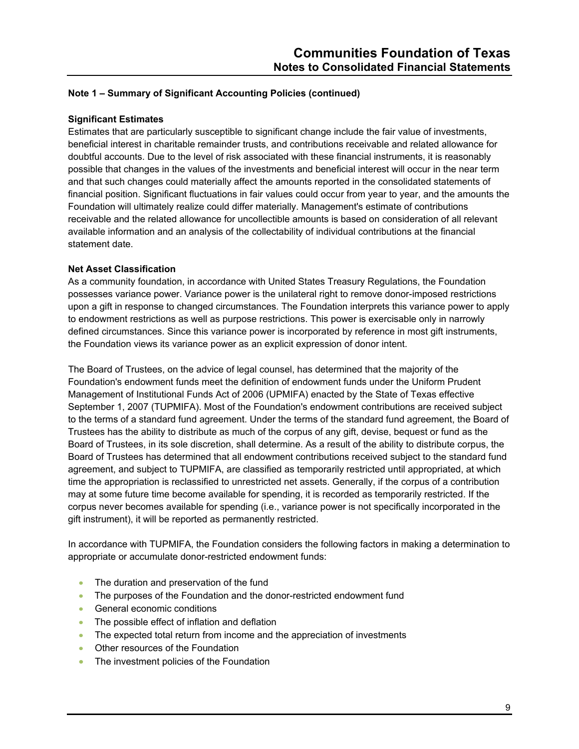### Note 1 – Summary of Significant Accounting Policies (continued)

**Significant Estimates**

Estimates that are particularly susceptible to significant change include the fair value of investments, beneficial interest in charitable remainder trusts, and contributions receivable and related allowance for doubtful accounts. Due to the level of risk associated with these financial instruments, it is reasonably possible that changes in the values of the investments and beneficial interest will occur in the near term and that such changes could materially affect the amounts reported in the consolidated statements of financial position. Significant fluctuations in fair values could occur from year to year, and the amounts the Foundation will ultimately realize could differ materially. Management's estimate of contributions receivable and the related allowance for uncollectible amounts is based on consideration of all relevant available information and an analysis of the collectability of individual contributions at the financial statement date.

**Net Asset Classification**

As a community foundation, in accordance with United States Treasury Regulations, the Foundation possesses variance power. Variance power is the unilateral right to remove donor-imposed restrictions upon a gift in response to changed circumstances. The Foundation interprets this variance power to apply to endowment restrictions as well as purpose restrictions. This power is exercisable only in narrowly defined circumstances. Since this variance power is incorporated by reference in most gift instruments, the Foundation views its variance power as an explicit expression of donor intent.

The Board of Trustees, on the advice of legal counsel, has determined that the majority of the Foundation's endowment funds meet the definition of endowment funds under the Uniform Prudent Management of Institutional Funds Act of 2006 (UPMIFA) enacted by the State of Texas effective September 1, 2007 (TUPMIFA). Most of the Foundation's endowment contributions are received subject to the terms of a standard fund agreement. Under the terms of the standard fund agreement, the Board of Trustees has the ability to distribute as much of the corpus of any gift, devise, bequest or fund as the Board of Trustees, in its sole discretion, shall determine. As a result of the ability to distribute corpus, the Board of Trustees has determined that all endowment contributions received subject to the standard fund agreement, and subject to TUPMIFA, are classified as temporarily restricted until appropriated, at which time the appropriation is reclassified to unrestricted net assets. Generally, if the corpus of a contribution may at some future time become available for spending, it is recorded as temporarily restricted. If the corpus never becomes available for spending (i.e., variance power is not specifically incorporated in the gift instrument), it will be reported as permanently restricted.

In accordance with TUPMIFA, the Foundation considers the following factors in making a determination to appropriate or accumulate donor-restricted endowment funds:

- The duration and preservation of the fund
- The purposes of the Foundation and the donor-restricted endowment fund
- General economic conditions
- The possible effect of inflation and deflation
- The expected total return from income and the appreciation of investments
- Other resources of the Foundation
- The investment policies of the Foundation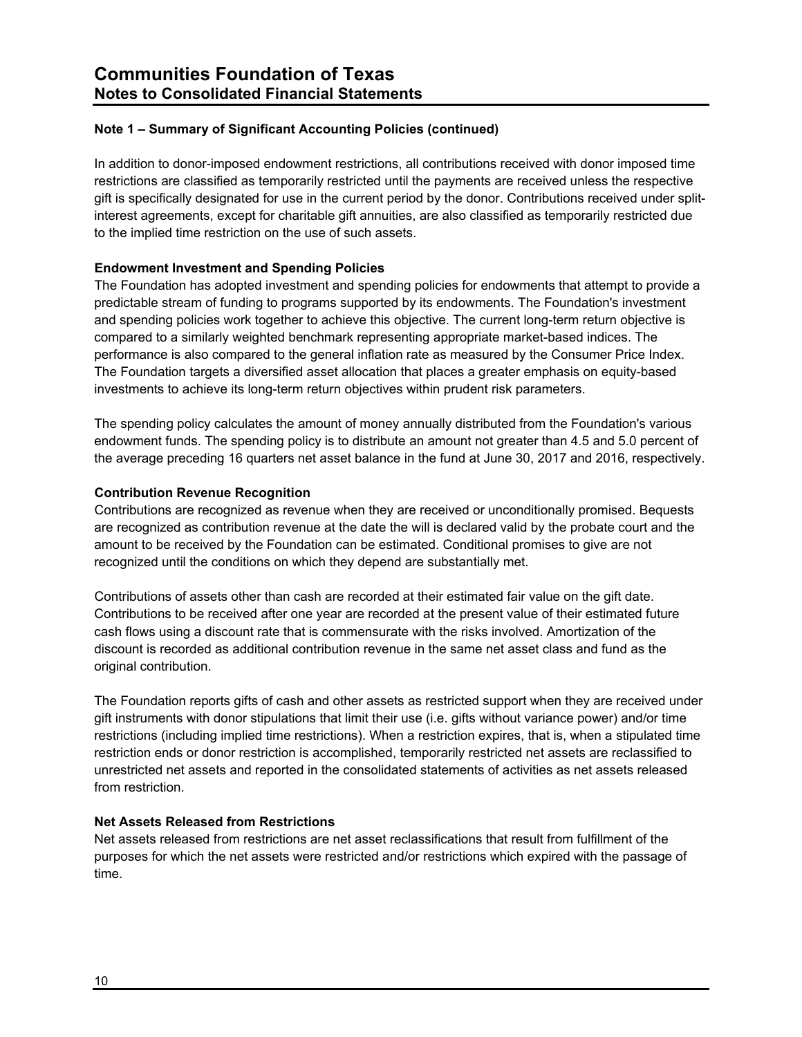## Note 1 – Summary of Significant Accounting Policies (continued)

In addition to donor-imposed endowment restrictions, all contributions received with donor imposed time restrictions are classified as temporarily restricted until the payments are received unless the respective gift is specifically designated for use in the current period by the donor. Contributions received under split-interest agreements, except for charitable gift annuities, are also classified as temporarily restricted due to the implied time restriction on the use of such assets.

### Endowment Investment and Spending Policies

The Foundation has adopted investment and spending policies for endowments that attempt to provide a predictable stream of funding to programs supported by its endowments. The Foundation's investment and spending policies work together to achieve this objective. The current long-term return objective is compared to a similarly weighted benchmark representing appropriate market-based indices. The performance is also compared to the general inflation rate as measured by the Consumer Price Index. The Foundation targets a diversified asset allocation that places a greater emphasis on equity-based investments to achieve its long-term return objectives within prudent risk parameters.

The spending policy calculates the amount of money annually distributed from the Foundation's various endowment funds. The spending policy is to distribute an amount not greater than 4.5 and 5.0 percent of the average preceding 16 quarters net asset balance in the fund at June 30, 2017 and 2016, respectively.

### Contribution Revenue Recognition

Contributions are recognized as revenue when they are received or unconditionally promised. Bequests are recognized as contribution revenue at the date the will is declared valid by the probate court and the amount to be received by the Foundation can be estimated. Conditional promises to give are not recognized until the conditions on which they depend are substantially met.

Contributions of assets other than cash are recorded at their estimated fair value on the gift date. Contributions to be received after one year are recorded at the present value of their estimated future cash flows using a discount rate that is commensurate with the risks involved. Amortization of the discount is recorded as additional contribution revenue in the same net asset class and fund as the original contribution.

The Foundation reports gifts of cash and other assets as restricted support when they are received under gift instruments with donor stipulations that limit their use (i.e. gifts without variance power) and/or time restrictions (including implied time restrictions). When a restriction expires, that is, when a stipulated time restriction ends or donor restriction is accomplished, temporarily restricted net assets are reclassified to unrestricted net assets and reported in the consolidated statements of activities as net assets released from restriction.

### Net Assets Released from Restrictions

Net assets released from restrictions are net asset reclassifications that result from fulfillment of the purposes for which the net assets were restricted and/or restrictions which expired with the passage of time.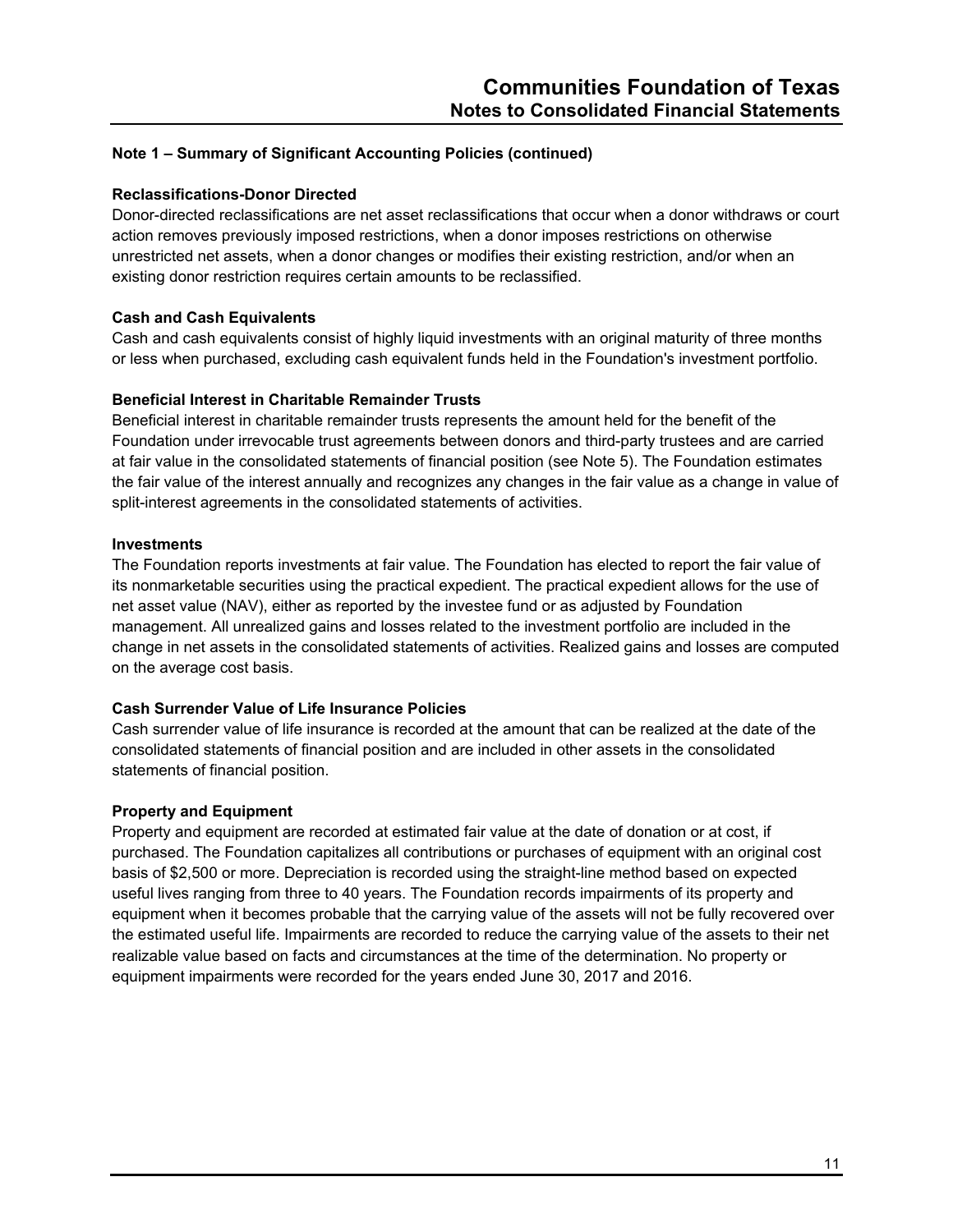### Note 1 – Summary of Significant Accounting Policies (continued)

**Reclassifications-Donor Directed**

Donor-directed reclassifications are net asset reclassifications that occur when a donor withdraws or court action removes previously imposed restrictions, when a donor imposes restrictions on otherwise unrestricted net assets, when a donor changes or modifies their existing restriction, and/or when an existing donor restriction requires certain amounts to be reclassified.

**Cash and Cash Equivalents**

Cash and cash equivalents consist of highly liquid investments with an original maturity of three months or less when purchased, excluding cash equivalent funds held in the Foundation's investment portfolio.

**Beneficial Interest in Charitable Remainder Trusts**

Beneficial interest in charitable remainder trusts represents the amount held for the benefit of the Foundation under irrevocable trust agreements between donors and third-party trustees and are carried at fair value in the consolidated statements of financial position (see Note 5). The Foundation estimates the fair value of the interest annually and recognizes any changes in the fair value as a change in value of split-interest agreements in the consolidated statements of activities.

**Investments**

The Foundation reports investments at fair value. The Foundation has elected to report the fair value of its nonmarketable securities using the practical expedient. The practical expedient allows for the use of net asset value (NAV), either as reported by the investee fund or as adjusted by Foundation management. All unrealized gains and losses related to the investment portfolio are included in the change in net assets in the consolidated statements of activities. Realized gains and losses are computed on the average cost basis.

**Cash Surrender Value of Life Insurance Policies**

Cash surrender value of life insurance is recorded at the amount that can be realized at the date of the consolidated statements of financial position and are included in other assets in the consolidated statements of financial position.

**Property and Equipment**

Property and equipment are recorded at estimated fair value at the date of donation or at cost, if purchased. The Foundation capitalizes all contributions or purchases of equipment with an original cost basis of $2,500 or more. Depreciation is recorded using the straight-line method based on expected useful lives ranging from three to 40 years. The Foundation records impairments of its property and equipment when it becomes probable that the carrying value of the assets will not be fully recovered over the estimated useful life. Impairments are recorded to reduce the carrying value of the assets to their net realizable value based on facts and circumstances at the time of the determination. No property or equipment impairments were recorded for the years ended June 30, 2017 and 2016.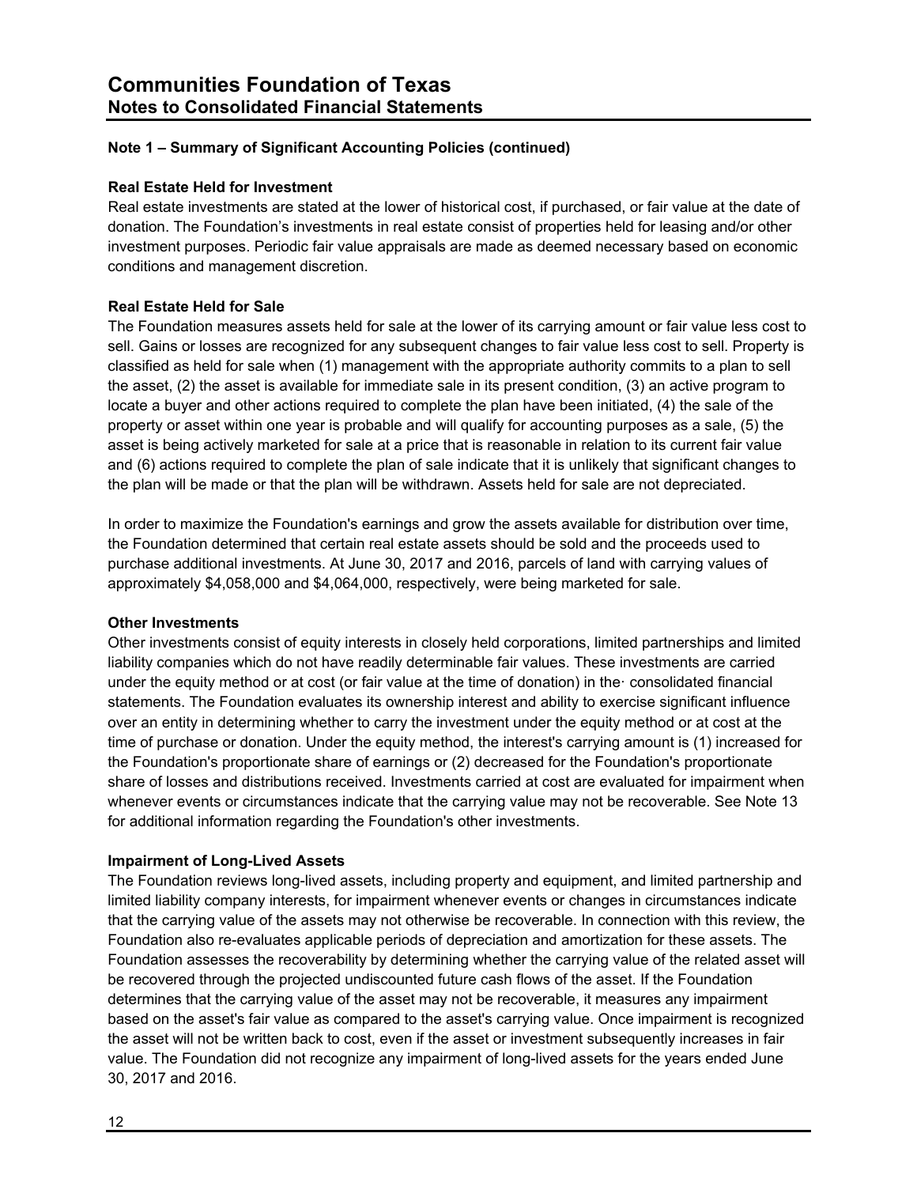## Note 1 – Summary of Significant Accounting Policies (continued)

### Real Estate Held for Investment

Real estate investments are stated at the lower of historical cost, if purchased, or fair value at the date of donation. The Foundation's investments in real estate consist of properties held for leasing and/or other investment purposes. Periodic fair value appraisals are made as deemed necessary based on economic conditions and management discretion.

### Real Estate Held for Sale

The Foundation measures assets held for sale at the lower of its carrying amount or fair value less cost to sell. Gains or losses are recognized for any subsequent changes to fair value less cost to sell. Property is classified as held for sale when (1) management with the appropriate authority commits to a plan to sell the asset, (2) the asset is available for immediate sale in its present condition, (3) an active program to locate a buyer and other actions required to complete the plan have been initiated, (4) the sale of the property or asset within one year is probable and will qualify for accounting purposes as a sale, (5) the asset is being actively marketed for sale at a price that is reasonable in relation to its current fair value and (6) actions required to complete the plan of sale indicate that it is unlikely that significant changes to the plan will be made or that the plan will be withdrawn. Assets held for sale are not depreciated.

In order to maximize the Foundation's earnings and grow the assets available for distribution over time, the Foundation determined that certain real estate assets should be sold and the proceeds used to purchase additional investments. At June 30, 2017 and 2016, parcels of land with carrying values of approximately $4,058,000 and $4,064,000, respectively, were being marketed for sale.

### Other Investments

Other investments consist of equity interests in closely held corporations, limited partnerships and limited liability companies which do not have readily determinable fair values. These investments are carried under the equity method or at cost (or fair value at the time of donation) in the· consolidated financial statements. The Foundation evaluates its ownership interest and ability to exercise significant influence over an entity in determining whether to carry the investment under the equity method or at cost at the time of purchase or donation. Under the equity method, the interest's carrying amount is (1) increased for the Foundation's proportionate share of earnings or (2) decreased for the Foundation's proportionate share of losses and distributions received. Investments carried at cost are evaluated for impairment when whenever events or circumstances indicate that the carrying value may not be recoverable. See Note 13 for additional information regarding the Foundation's other investments.

### Impairment of Long-Lived Assets

The Foundation reviews long-lived assets, including property and equipment, and limited partnership and limited liability company interests, for impairment whenever events or changes in circumstances indicate that the carrying value of the assets may not otherwise be recoverable. In connection with this review, the Foundation also re-evaluates applicable periods of depreciation and amortization for these assets. The Foundation assesses the recoverability by determining whether the carrying value of the related asset will be recovered through the projected undiscounted future cash flows of the asset. If the Foundation determines that the carrying value of the asset may not be recoverable, it measures any impairment based on the asset's fair value as compared to the asset's carrying value. Once impairment is recognized the asset will not be written back to cost, even if the asset or investment subsequently increases in fair value. The Foundation did not recognize any impairment of long-lived assets for the years ended June 30, 2017 and 2016.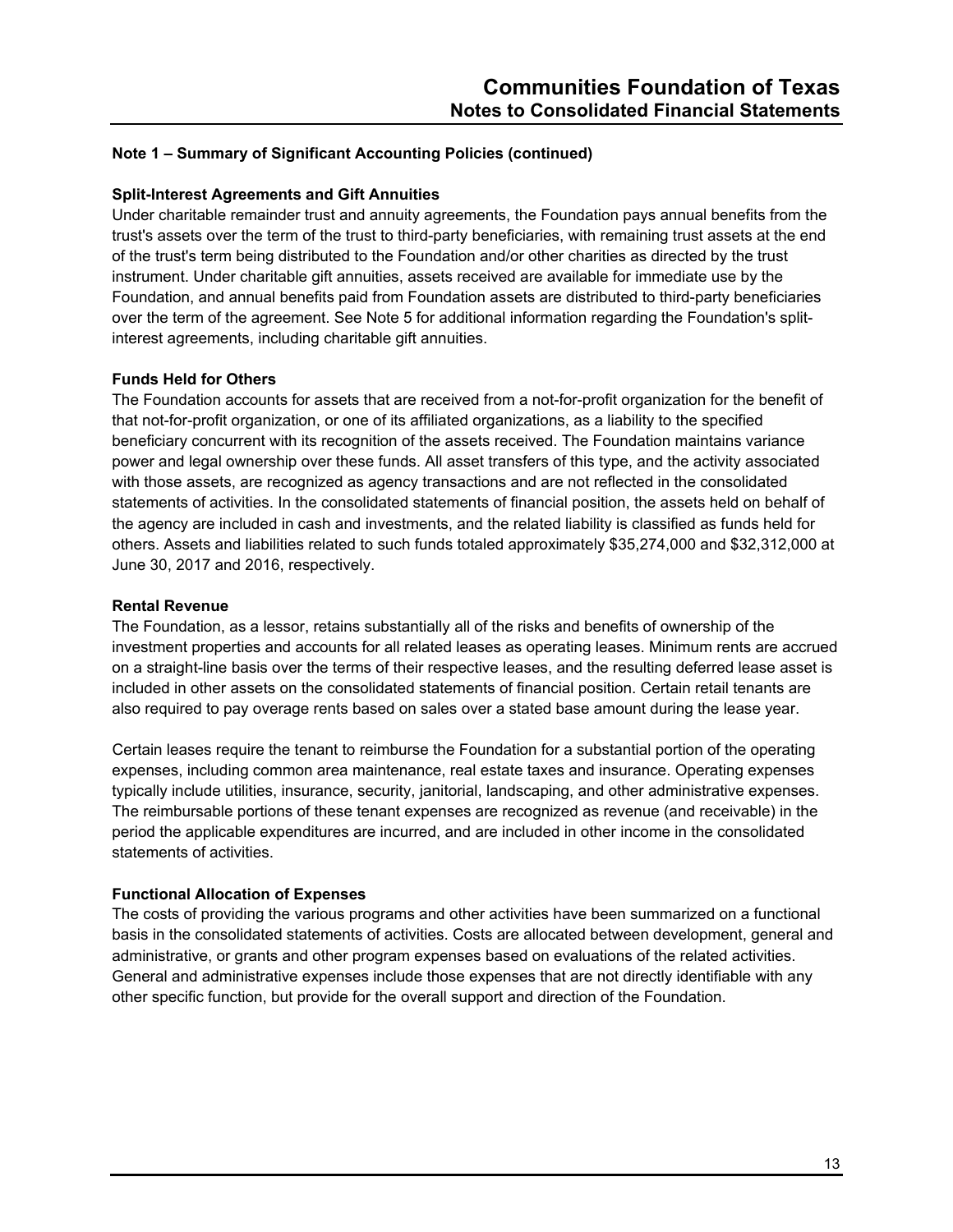## Note 1 – Summary of Significant Accounting Policies (continued)

### Split-Interest Agreements and Gift Annuities

Under charitable remainder trust and annuity agreements, the Foundation pays annual benefits from the trust's assets over the term of the trust to third-party beneficiaries, with remaining trust assets at the end of the trust's term being distributed to the Foundation and/or other charities as directed by the trust instrument. Under charitable gift annuities, assets received are available for immediate use by the Foundation, and annual benefits paid from Foundation assets are distributed to third-party beneficiaries over the term of the agreement. See Note 5 for additional information regarding the Foundation's split-interest agreements, including charitable gift annuities.

### Funds Held for Others

The Foundation accounts for assets that are received from a not-for-profit organization for the benefit of that not-for-profit organization, or one of its affiliated organizations, as a liability to the specified beneficiary concurrent with its recognition of the assets received. The Foundation maintains variance power and legal ownership over these funds. All asset transfers of this type, and the activity associated with those assets, are recognized as agency transactions and are not reflected in the consolidated statements of activities. In the consolidated statements of financial position, the assets held on behalf of the agency are included in cash and investments, and the related liability is classified as funds held for others. Assets and liabilities related to such funds totaled approximately $35,274,000 and $32,312,000 at June 30, 2017 and 2016, respectively.

### Rental Revenue

The Foundation, as a lessor, retains substantially all of the risks and benefits of ownership of the investment properties and accounts for all related leases as operating leases. Minimum rents are accrued on a straight-line basis over the terms of their respective leases, and the resulting deferred lease asset is included in other assets on the consolidated statements of financial position. Certain retail tenants are also required to pay overage rents based on sales over a stated base amount during the lease year.

Certain leases require the tenant to reimburse the Foundation for a substantial portion of the operating expenses, including common area maintenance, real estate taxes and insurance. Operating expenses typically include utilities, insurance, security, janitorial, landscaping, and other administrative expenses. The reimbursable portions of these tenant expenses are recognized as revenue (and receivable) in the period the applicable expenditures are incurred, and are included in other income in the consolidated statements of activities.

### Functional Allocation of Expenses

The costs of providing the various programs and other activities have been summarized on a functional basis in the consolidated statements of activities. Costs are allocated between development, general and administrative, or grants and other program expenses based on evaluations of the related activities. General and administrative expenses include those expenses that are not directly identifiable with any other specific function, but provide for the overall support and direction of the Foundation.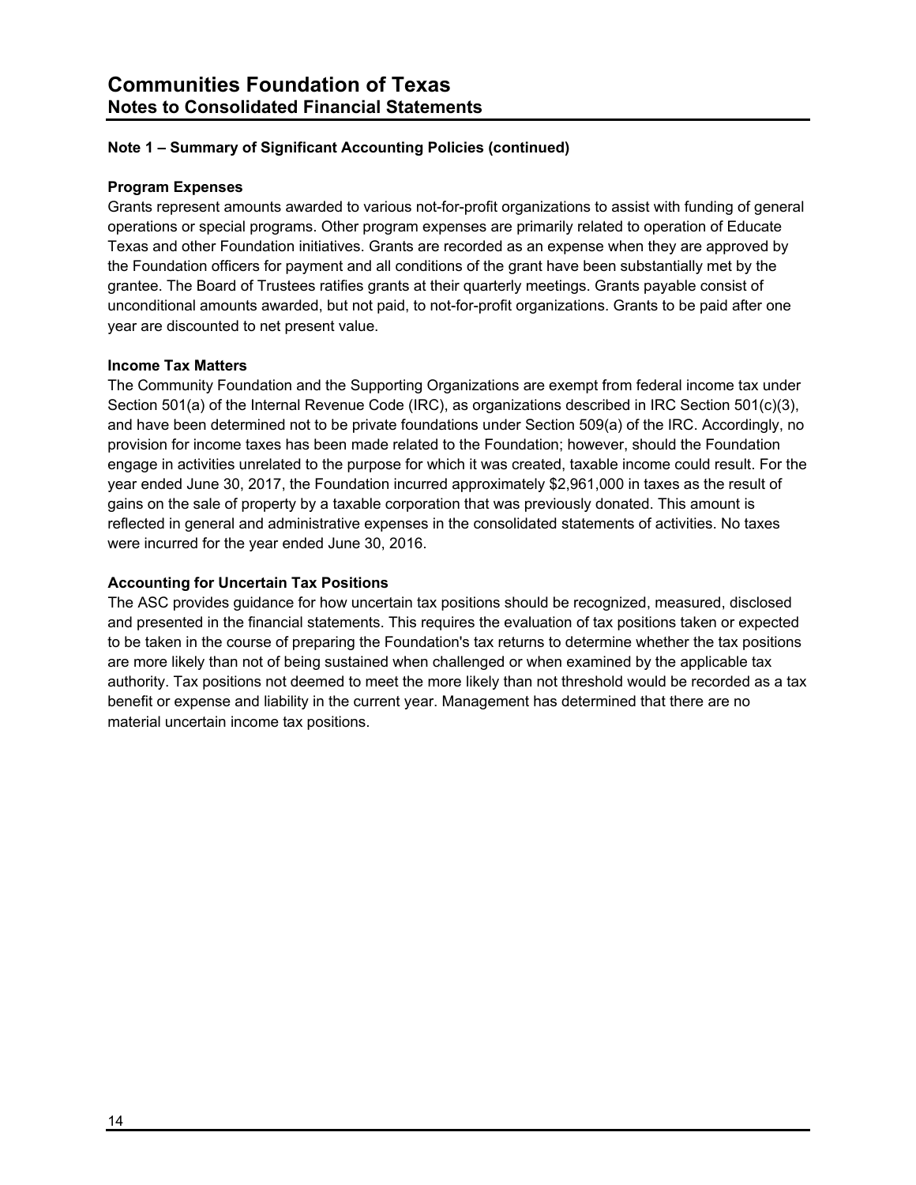# Communities Foundation of Texas
## Notes to Consolidated Financial Statements

### Note 1 – Summary of Significant Accounting Policies (continued)

**Program Expenses**

Grants represent amounts awarded to various not-for-profit organizations to assist with funding of general operations or special programs. Other program expenses are primarily related to operation of Educate Texas and other Foundation initiatives. Grants are recorded as an expense when they are approved by the Foundation officers for payment and all conditions of the grant have been substantially met by the grantee. The Board of Trustees ratifies grants at their quarterly meetings. Grants payable consist of unconditional amounts awarded, but not paid, to not-for-profit organizations. Grants to be paid after one year are discounted to net present value.

**Income Tax Matters**

The Community Foundation and the Supporting Organizations are exempt from federal income tax under Section 501(a) of the Internal Revenue Code (IRC), as organizations described in IRC Section 501(c)(3), and have been determined not to be private foundations under Section 509(a) of the IRC. Accordingly, no provision for income taxes has been made related to the Foundation; however, should the Foundation engage in activities unrelated to the purpose for which it was created, taxable income could result. For the year ended June 30, 2017, the Foundation incurred approximately $2,961,000 in taxes as the result of gains on the sale of property by a taxable corporation that was previously donated. This amount is reflected in general and administrative expenses in the consolidated statements of activities. No taxes were incurred for the year ended June 30, 2016.

**Accounting for Uncertain Tax Positions**

The ASC provides guidance for how uncertain tax positions should be recognized, measured, disclosed and presented in the financial statements. This requires the evaluation of tax positions taken or expected to be taken in the course of preparing the Foundation's tax returns to determine whether the tax positions are more likely than not of being sustained when challenged or when examined by the applicable tax authority. Tax positions not deemed to meet the more likely than not threshold would be recorded as a tax benefit or expense and liability in the current year. Management has determined that there are no material uncertain income tax positions.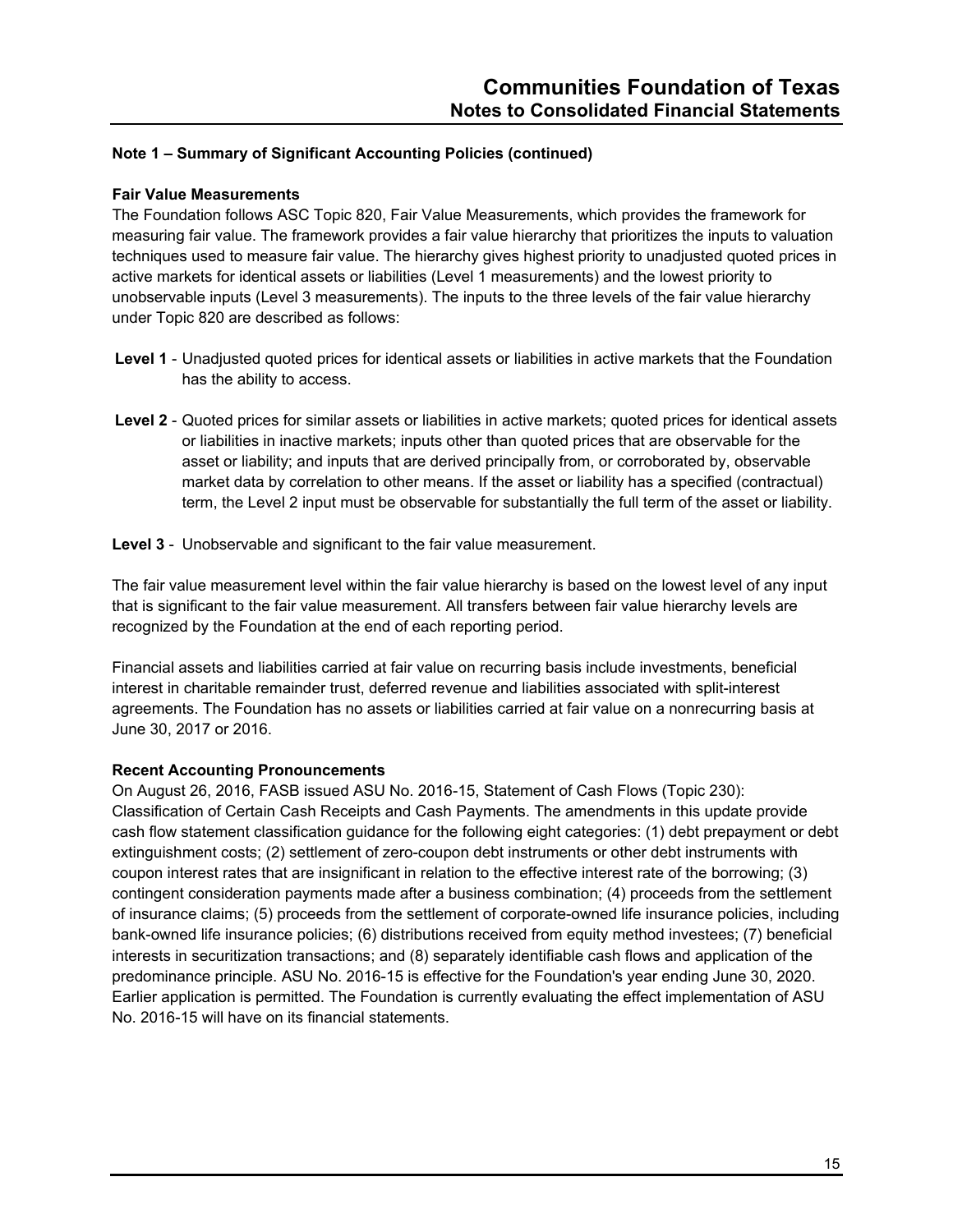## Note 1 – Summary of Significant Accounting Policies (continued)

### Fair Value Measurements

The Foundation follows ASC Topic 820, Fair Value Measurements, which provides the framework for measuring fair value. The framework provides a fair value hierarchy that prioritizes the inputs to valuation techniques used to measure fair value. The hierarchy gives highest priority to unadjusted quoted prices in active markets for identical assets or liabilities (Level 1 measurements) and the lowest priority to unobservable inputs (Level 3 measurements). The inputs to the three levels of the fair value hierarchy under Topic 820 are described as follows:

**Level 1** - Unadjusted quoted prices for identical assets or liabilities in active markets that the Foundation has the ability to access.

**Level 2** - Quoted prices for similar assets or liabilities in active markets; quoted prices for identical assets or liabilities in inactive markets; inputs other than quoted prices that are observable for the asset or liability; and inputs that are derived principally from, or corroborated by, observable market data by correlation to other means. If the asset or liability has a specified (contractual) term, the Level 2 input must be observable for substantially the full term of the asset or liability.

**Level 3** - Unobservable and significant to the fair value measurement.

The fair value measurement level within the fair value hierarchy is based on the lowest level of any input that is significant to the fair value measurement. All transfers between fair value hierarchy levels are recognized by the Foundation at the end of each reporting period.

Financial assets and liabilities carried at fair value on recurring basis include investments, beneficial interest in charitable remainder trust, deferred revenue and liabilities associated with split-interest agreements. The Foundation has no assets or liabilities carried at fair value on a nonrecurring basis at June 30, 2017 or 2016.

### Recent Accounting Pronouncements

On August 26, 2016, FASB issued ASU No. 2016-15, Statement of Cash Flows (Topic 230): Classification of Certain Cash Receipts and Cash Payments. The amendments in this update provide cash flow statement classification guidance for the following eight categories: (1) debt prepayment or debt extinguishment costs; (2) settlement of zero-coupon debt instruments or other debt instruments with coupon interest rates that are insignificant in relation to the effective interest rate of the borrowing; (3) contingent consideration payments made after a business combination; (4) proceeds from the settlement of insurance claims; (5) proceeds from the settlement of corporate-owned life insurance policies, including bank-owned life insurance policies; (6) distributions received from equity method investees; (7) beneficial interests in securitization transactions; and (8) separately identifiable cash flows and application of the predominance principle. ASU No. 2016-15 is effective for the Foundation's year ending June 30, 2020. Earlier application is permitted. The Foundation is currently evaluating the effect implementation of ASU No. 2016-15 will have on its financial statements.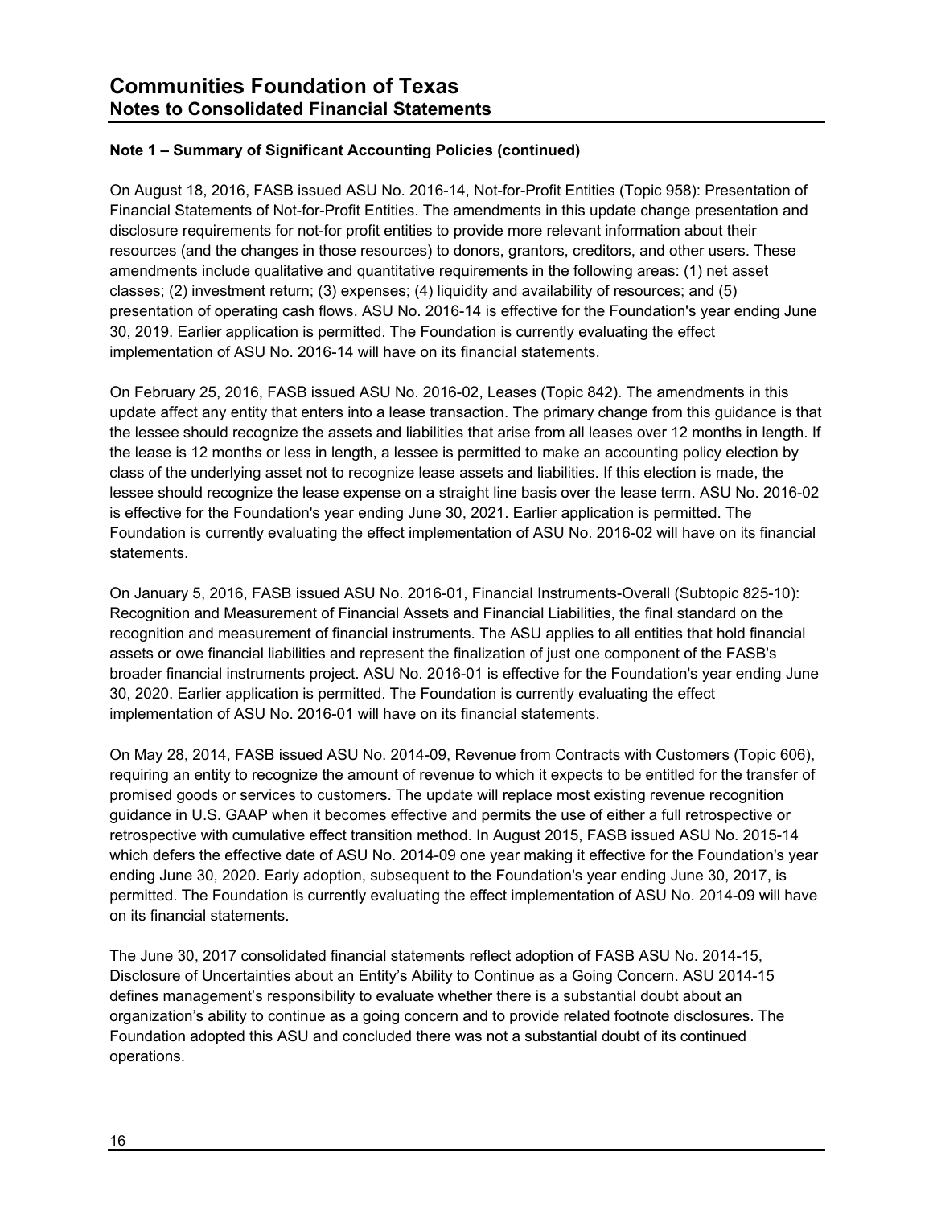**Note 1 – Summary of Significant Accounting Policies (continued)**

On August 18, 2016, FASB issued ASU No. 2016-14, Not-for-Profit Entities (Topic 958): Presentation of Financial Statements of Not-for-Profit Entities. The amendments in this update change presentation and disclosure requirements for not-for profit entities to provide more relevant information about their resources (and the changes in those resources) to donors, grantors, creditors, and other users. These amendments include qualitative and quantitative requirements in the following areas: (1) net asset classes; (2) investment return; (3) expenses; (4) liquidity and availability of resources; and (5) presentation of operating cash flows. ASU No. 2016-14 is effective for the Foundation's year ending June 30, 2019. Earlier application is permitted. The Foundation is currently evaluating the effect implementation of ASU No. 2016-14 will have on its financial statements.

On February 25, 2016, FASB issued ASU No. 2016-02, Leases (Topic 842). The amendments in this update affect any entity that enters into a lease transaction. The primary change from this guidance is that the lessee should recognize the assets and liabilities that arise from all leases over 12 months in length. If the lease is 12 months or less in length, a lessee is permitted to make an accounting policy election by class of the underlying asset not to recognize lease assets and liabilities. If this election is made, the lessee should recognize the lease expense on a straight line basis over the lease term. ASU No. 2016-02 is effective for the Foundation's year ending June 30, 2021. Earlier application is permitted. The Foundation is currently evaluating the effect implementation of ASU No. 2016-02 will have on its financial statements.

On January 5, 2016, FASB issued ASU No. 2016-01, Financial Instruments-Overall (Subtopic 825-10): Recognition and Measurement of Financial Assets and Financial Liabilities, the final standard on the recognition and measurement of financial instruments. The ASU applies to all entities that hold financial assets or owe financial liabilities and represent the finalization of just one component of the FASB's broader financial instruments project. ASU No. 2016-01 is effective for the Foundation's year ending June 30, 2020. Earlier application is permitted. The Foundation is currently evaluating the effect implementation of ASU No. 2016-01 will have on its financial statements.

On May 28, 2014, FASB issued ASU No. 2014-09, Revenue from Contracts with Customers (Topic 606), requiring an entity to recognize the amount of revenue to which it expects to be entitled for the transfer of promised goods or services to customers. The update will replace most existing revenue recognition guidance in U.S. GAAP when it becomes effective and permits the use of either a full retrospective or retrospective with cumulative effect transition method. In August 2015, FASB issued ASU No. 2015-14 which defers the effective date of ASU No. 2014-09 one year making it effective for the Foundation's year ending June 30, 2020. Early adoption, subsequent to the Foundation's year ending June 30, 2017, is permitted. The Foundation is currently evaluating the effect implementation of ASU No. 2014-09 will have on its financial statements.

The June 30, 2017 consolidated financial statements reflect adoption of FASB ASU No. 2014-15, Disclosure of Uncertainties about an Entity's Ability to Continue as a Going Concern. ASU 2014-15 defines management's responsibility to evaluate whether there is a substantial doubt about an organization's ability to continue as a going concern and to provide related footnote disclosures. The Foundation adopted this ASU and concluded there was not a substantial doubt of its continued operations.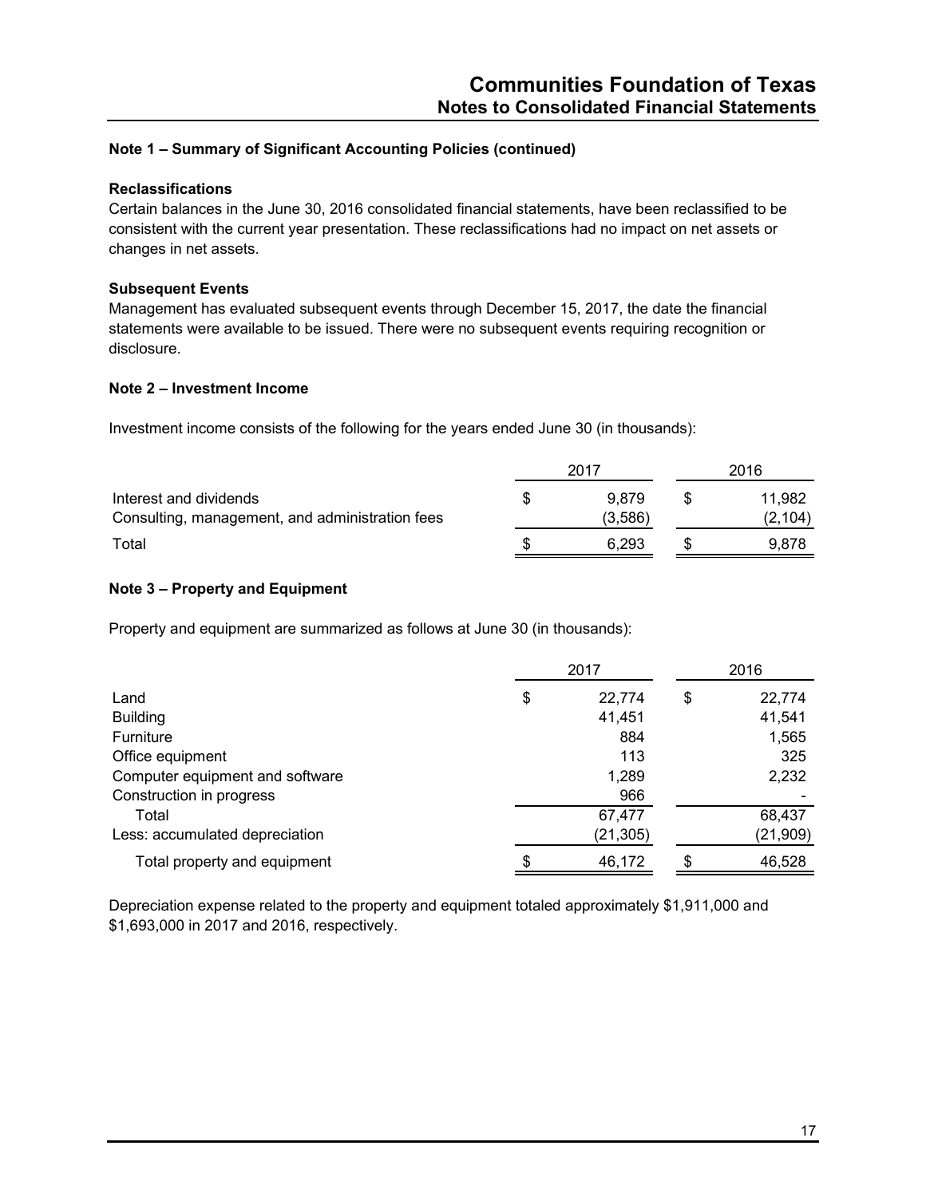## Note 1 – Summary of Significant Accounting Policies (continued)

### Reclassifications

Certain balances in the June 30, 2016 consolidated financial statements, have been reclassified to be consistent with the current year presentation. These reclassifications had no impact on net assets or changes in net assets.

### Subsequent Events

Management has evaluated subsequent events through December 15, 2017, the date the financial statements were available to be issued. There were no subsequent events requiring recognition or disclosure.

## Note 2 – Investment Income

Investment income consists of the following for the years ended June 30 (in thousands):

| | 2017 | 2016 |
|---|---|---|
| Interest and dividends | $ 9,879 | $ 11,982 |
| Consulting, management, and administration fees | (3,586) | (2,104) |
| Total | $ 6,293 | $ 9,878 |

## Note 3 – Property and Equipment

Property and equipment are summarized as follows at June 30 (in thousands):

| | 2017 | 2016 |
|---|---|---|
| Land | $ 22,774 | $ 22,774 |
| Building | 41,451 | 41,541 |
| Furniture | 884 | 1,565 |
| Office equipment | 113 | 325 |
| Computer equipment and software | 1,289 | 2,232 |
| Construction in progress | 966 | - |
| Total | 67,477 | 68,437 |
| Less: accumulated depreciation | (21,305) | (21,909) |
| Total property and equipment | $ 46,172 | $ 46,528 |

Depreciation expense related to the property and equipment totaled approximately $1,911,000 and $1,693,000 in 2017 and 2016, respectively.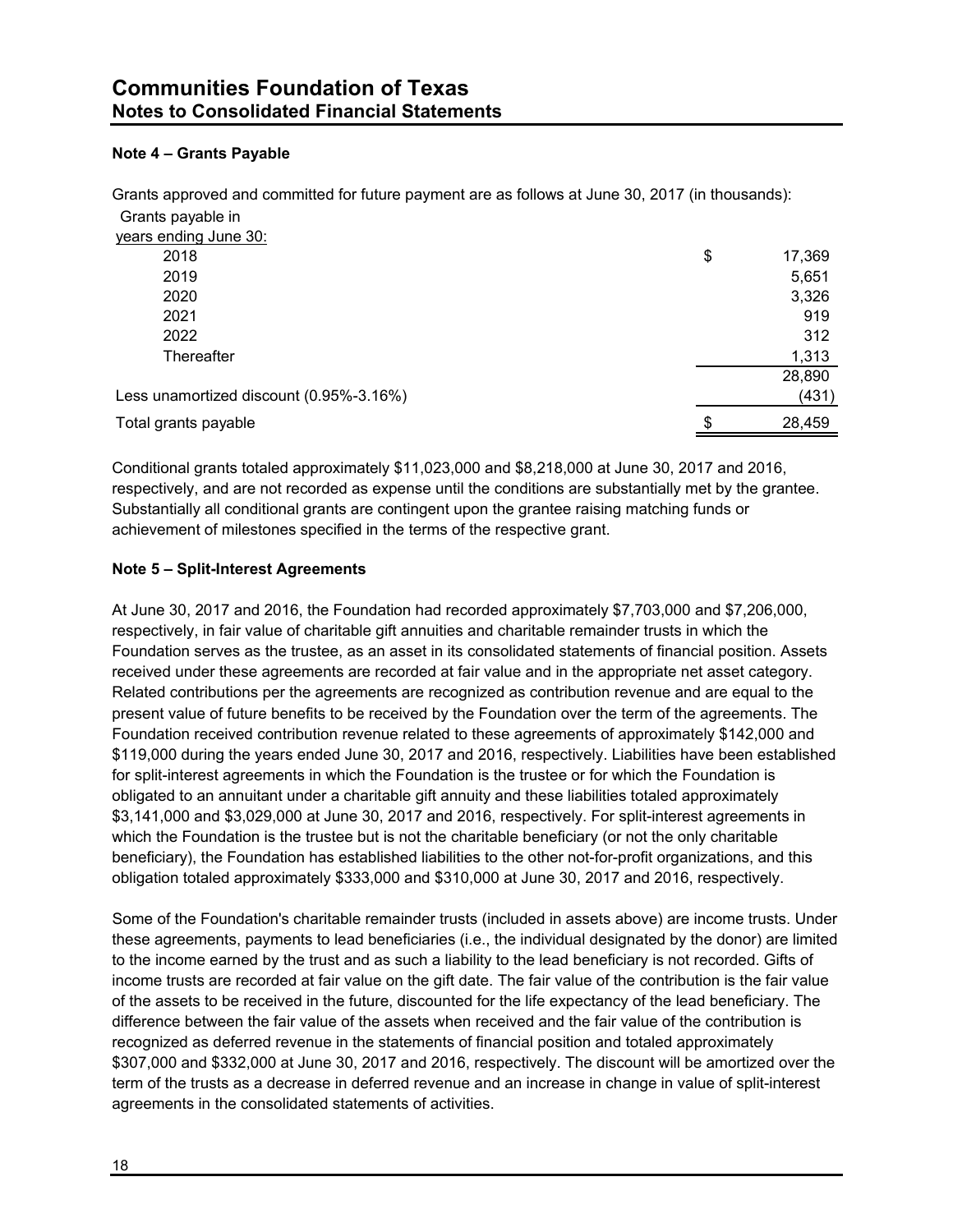## Note 4 – Grants Payable

Grants approved and committed for future payment are as follows at June 30, 2017 (in thousands):

| Grants payable in years ending June 30: | | |
|---|---|---|
| 2018 | $ | 17,369 |
| 2019 | | 5,651 |
| 2020 | | 3,326 |
| 2021 | | 919 |
| 2022 | | 312 |
| Thereafter | | 1,313 |
| | | 28,890 |
| Less unamortized discount (0.95%-3.16%) | | (431) |
| Total grants payable | $ | 28,459 |

Conditional grants totaled approximately $11,023,000 and $8,218,000 at June 30, 2017 and 2016, respectively, and are not recorded as expense until the conditions are substantially met by the grantee. Substantially all conditional grants are contingent upon the grantee raising matching funds or achievement of milestones specified in the terms of the respective grant.

## Note 5 – Split-Interest Agreements

At June 30, 2017 and 2016, the Foundation had recorded approximately $7,703,000 and $7,206,000, respectively, in fair value of charitable gift annuities and charitable remainder trusts in which the Foundation serves as the trustee, as an asset in its consolidated statements of financial position. Assets received under these agreements are recorded at fair value and in the appropriate net asset category. Related contributions per the agreements are recognized as contribution revenue and are equal to the present value of future benefits to be received by the Foundation over the term of the agreements. The Foundation received contribution revenue related to these agreements of approximately $142,000 and $119,000 during the years ended June 30, 2017 and 2016, respectively. Liabilities have been established for split-interest agreements in which the Foundation is the trustee or for which the Foundation is obligated to an annuitant under a charitable gift annuity and these liabilities totaled approximately $3,141,000 and $3,029,000 at June 30, 2017 and 2016, respectively. For split-interest agreements in which the Foundation is the trustee but is not the charitable beneficiary (or not the only charitable beneficiary), the Foundation has established liabilities to the other not-for-profit organizations, and this obligation totaled approximately $333,000 and $310,000 at June 30, 2017 and 2016, respectively.

Some of the Foundation's charitable remainder trusts (included in assets above) are income trusts. Under these agreements, payments to lead beneficiaries (i.e., the individual designated by the donor) are limited to the income earned by the trust and as such a liability to the lead beneficiary is not recorded. Gifts of income trusts are recorded at fair value on the gift date. The fair value of the contribution is the fair value of the assets to be received in the future, discounted for the life expectancy of the lead beneficiary. The difference between the fair value of the assets when received and the fair value of the contribution is recognized as deferred revenue in the statements of financial position and totaled approximately $307,000 and $332,000 at June 30, 2017 and 2016, respectively. The discount will be amortized over the term of the trusts as a decrease in deferred revenue and an increase in change in value of split-interest agreements in the consolidated statements of activities.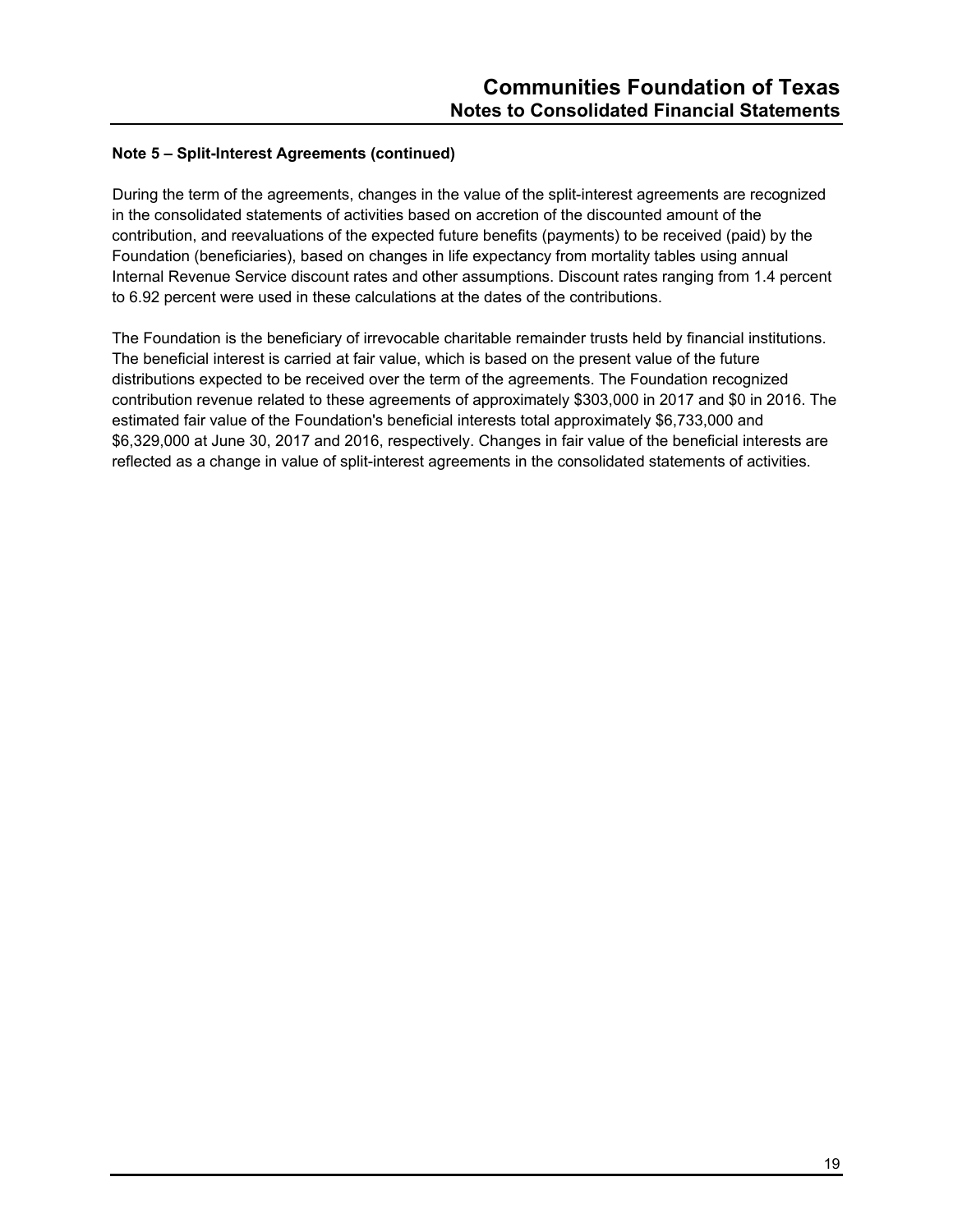**Note 5 – Split-Interest Agreements (continued)**

During the term of the agreements, changes in the value of the split-interest agreements are recognized in the consolidated statements of activities based on accretion of the discounted amount of the contribution, and reevaluations of the expected future benefits (payments) to be received (paid) by the Foundation (beneficiaries), based on changes in life expectancy from mortality tables using annual Internal Revenue Service discount rates and other assumptions. Discount rates ranging from 1.4 percent to 6.92 percent were used in these calculations at the dates of the contributions.

The Foundation is the beneficiary of irrevocable charitable remainder trusts held by financial institutions. The beneficial interest is carried at fair value, which is based on the present value of the future distributions expected to be received over the term of the agreements. The Foundation recognized contribution revenue related to these agreements of approximately $303,000 in 2017 and $0 in 2016. The estimated fair value of the Foundation's beneficial interests total approximately $6,733,000 and $6,329,000 at June 30, 2017 and 2016, respectively. Changes in fair value of the beneficial interests are reflected as a change in value of split-interest agreements in the consolidated statements of activities.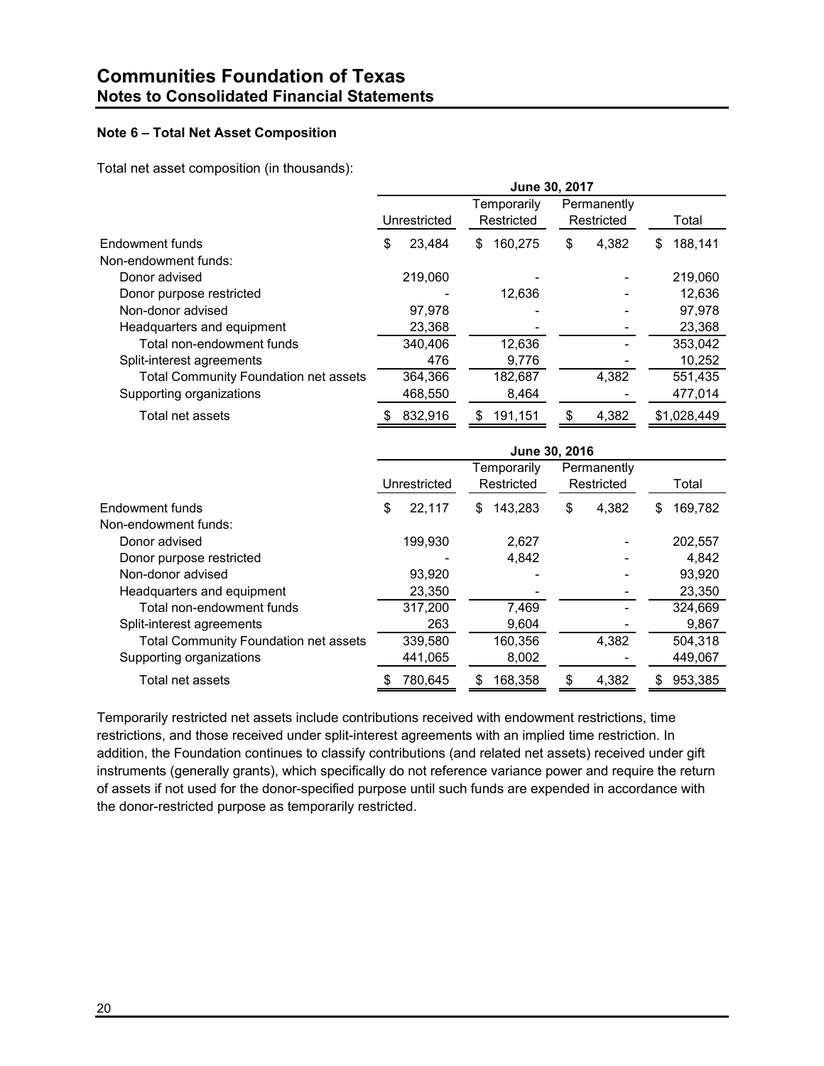# Communities Foundation of Texas
## Notes to Consolidated Financial Statements

**Note 6 – Total Net Asset Composition**

Total net asset composition (in thousands):

| | June 30, 2017 | | | |
|---|---|---|---|---|
| | Unrestricted | Temporarily Restricted | Permanently Restricted | Total |
| Endowment funds | $ 23,484 | $ 160,275 | $ 4,382 | $ 188,141 |
| Non-endowment funds: | | | | |
| Donor advised | 219,060 | - | - | 219,060 |
| Donor purpose restricted | - | 12,636 | - | 12,636 |
| Non-donor advised | 97,978 | - | - | 97,978 |
| Headquarters and equipment | 23,368 | - | - | 23,368 |
| Total non-endowment funds | 340,406 | 12,636 | - | 353,042 |
| Split-interest agreements | 476 | 9,776 | - | 10,252 |
| Total Community Foundation net assets | 364,366 | 182,687 | 4,382 | 551,435 |
| Supporting organizations | 468,550 | 8,464 | - | 477,014 |
| Total net assets | $ 832,916 | $ 191,151 | $ 4,382 | $1,028,449 |

| | June 30, 2016 | | | |
|---|---|---|---|---|
| | Unrestricted | Temporarily Restricted | Permanently Restricted | Total |
| Endowment funds | $ 22,117 | $ 143,283 | $ 4,382 | $ 169,782 |
| Non-endowment funds: | | | | |
| Donor advised | 199,930 | 2,627 | - | 202,557 |
| Donor purpose restricted | - | 4,842 | - | 4,842 |
| Non-donor advised | 93,920 | - | - | 93,920 |
| Headquarters and equipment | 23,350 | - | - | 23,350 |
| Total non-endowment funds | 317,200 | 7,469 | - | 324,669 |
| Split-interest agreements | 263 | 9,604 | - | 9,867 |
| Total Community Foundation net assets | 339,580 | 160,356 | 4,382 | 504,318 |
| Supporting organizations | 441,065 | 8,002 | - | 449,067 |
| Total net assets | $ 780,645 | $ 168,358 | $ 4,382 | $ 953,385 |

Temporarily restricted net assets include contributions received with endowment restrictions, time restrictions, and those received under split-interest agreements with an implied time restriction. In addition, the Foundation continues to classify contributions (and related net assets) received under gift instruments (generally grants), which specifically do not reference variance power and require the return of assets if not used for the donor-specified purpose until such funds are expended in accordance with the donor-restricted purpose as temporarily restricted.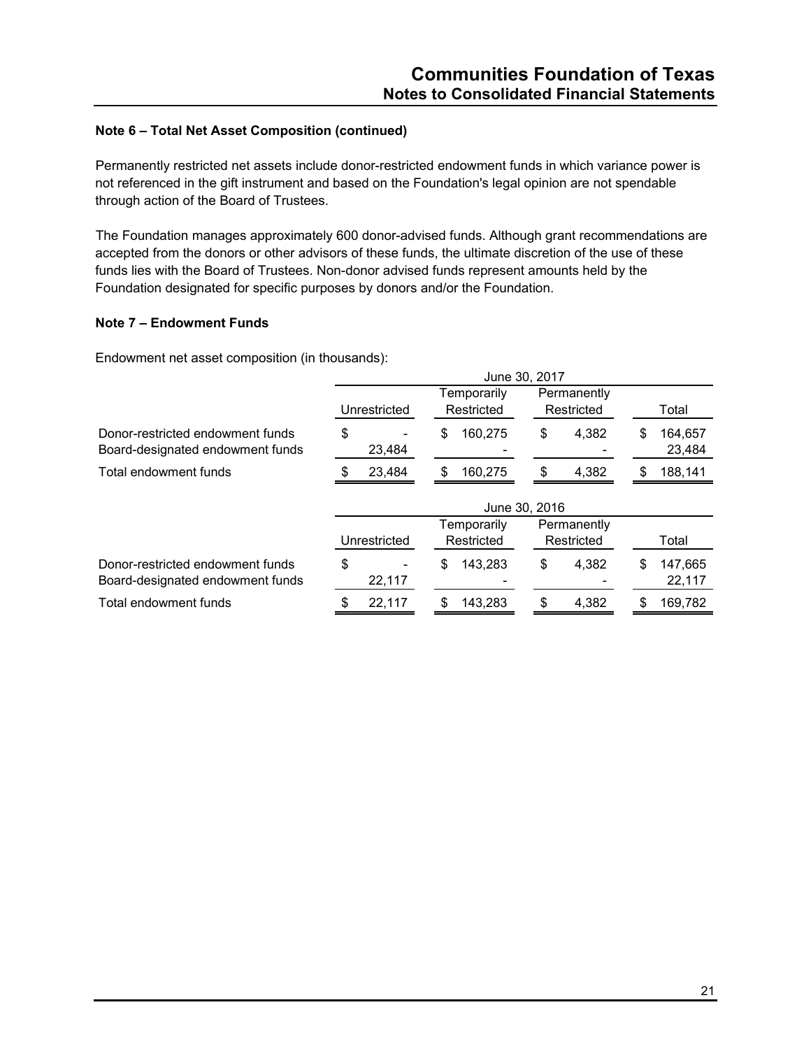### Note 6 – Total Net Asset Composition (continued)

Permanently restricted net assets include donor-restricted endowment funds in which variance power is not referenced in the gift instrument and based on the Foundation's legal opinion are not spendable through action of the Board of Trustees.

The Foundation manages approximately 600 donor-advised funds. Although grant recommendations are accepted from the donors or other advisors of these funds, the ultimate discretion of the use of these funds lies with the Board of Trustees. Non-donor advised funds represent amounts held by the Foundation designated for specific purposes by donors and/or the Foundation.

### Note 7 – Endowment Funds

Endowment net asset composition (in thousands):

| | June 30, 2017 | | | |
|---|---|---|---|---|
| | Unrestricted | Temporarily Restricted | Permanently Restricted | Total |
| Donor-restricted endowment funds | $ - | $ 160,275 | $ 4,382 | $ 164,657 |
| Board-designated endowment funds | 23,484 | - | - | 23,484 |
| Total endowment funds | $ 23,484 | $ 160,275 | $ 4,382 | $ 188,141 |

| | June 30, 2016 | | | |
|---|---|---|---|---|
| | Unrestricted | Temporarily Restricted | Permanently Restricted | Total |
| Donor-restricted endowment funds | $ - | $ 143,283 | $ 4,382 | $ 147,665 |
| Board-designated endowment funds | 22,117 | - | - | 22,117 |
| Total endowment funds | $ 22,117 | $ 143,283 | $ 4,382 | $ 169,782 |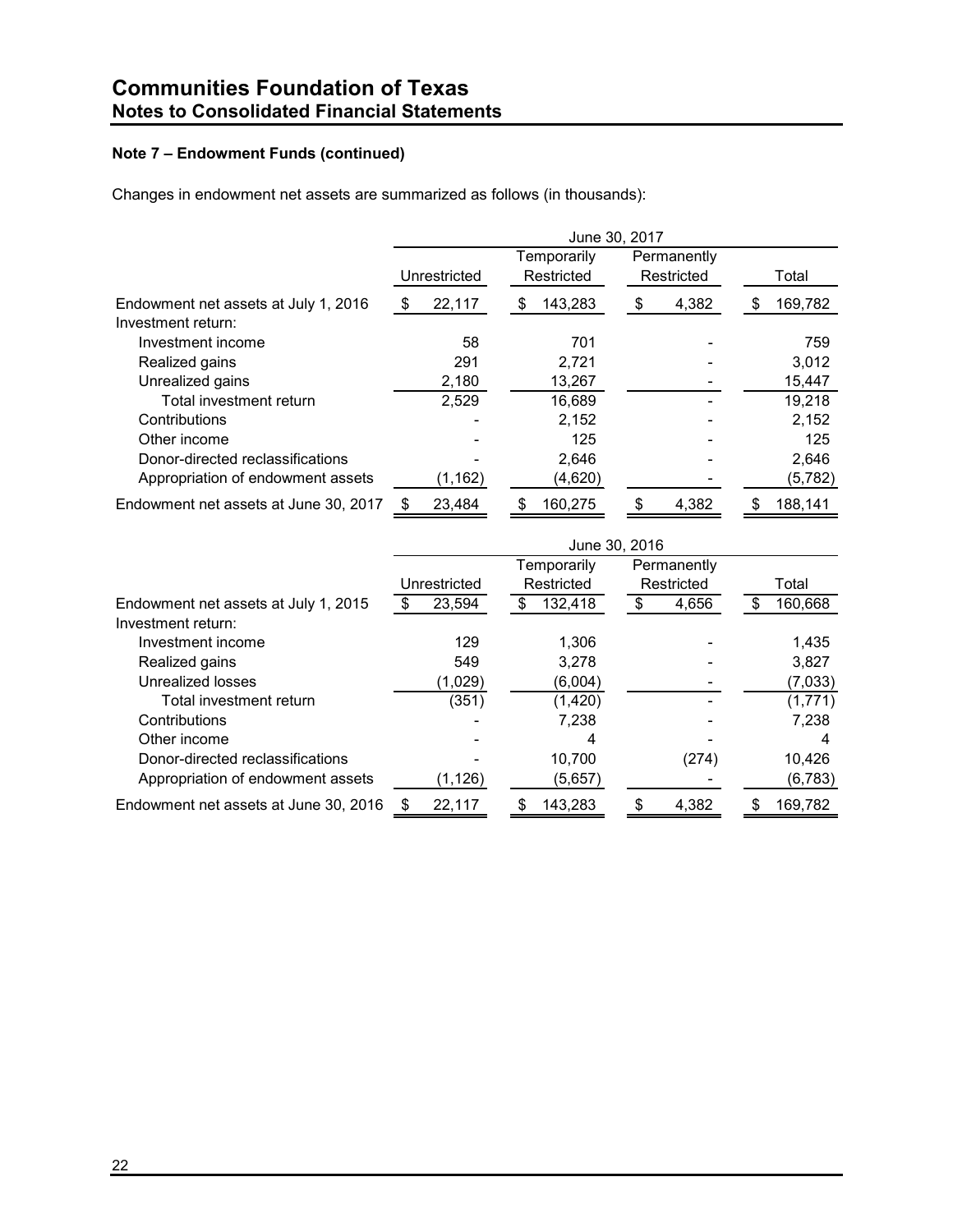# Communities Foundation of Texas
## Notes to Consolidated Financial Statements

### Note 7 – Endowment Funds (continued)

Changes in endowment net assets are summarized as follows (in thousands):

| | June 30, 2017 | | | |
|---|---|---|---|---|
| | Unrestricted | Temporarily Restricted | Permanently Restricted | Total |
| Endowment net assets at July 1, 2016 | $ 22,117 | $ 143,283 | $ 4,382 | $ 169,782 |
| Investment return: | | | | |
| Investment income | 58 | 701 | - | 759 |
| Realized gains | 291 | 2,721 | - | 3,012 |
| Unrealized gains | 2,180 | 13,267 | - | 15,447 |
| Total investment return | 2,529 | 16,689 | - | 19,218 |
| Contributions | - | 2,152 | - | 2,152 |
| Other income | - | 125 | - | 125 |
| Donor-directed reclassifications | - | 2,646 | - | 2,646 |
| Appropriation of endowment assets | (1,162) | (4,620) | - | (5,782) |
| Endowment net assets at June 30, 2017 | $ 23,484 | $ 160,275 | $ 4,382 | $ 188,141 |

| | June 30, 2016 | | | |
|---|---|---|---|---|
| | Unrestricted | Temporarily Restricted | Permanently Restricted | Total |
| Endowment net assets at July 1, 2015 | $ 23,594 | $ 132,418 | $ 4,656 | $ 160,668 |
| Investment return: | | | | |
| Investment income | 129 | 1,306 | - | 1,435 |
| Realized gains | 549 | 3,278 | - | 3,827 |
| Unrealized losses | (1,029) | (6,004) | - | (7,033) |
| Total investment return | (351) | (1,420) | - | (1,771) |
| Contributions | - | 7,238 | - | 7,238 |
| Other income | - | 4 | - | 4 |
| Donor-directed reclassifications | - | 10,700 | (274) | 10,426 |
| Appropriation of endowment assets | (1,126) | (5,657) | - | (6,783) |
| Endowment net assets at June 30, 2016 | $ 22,117 | $ 143,283 | $ 4,382 | $ 169,782 |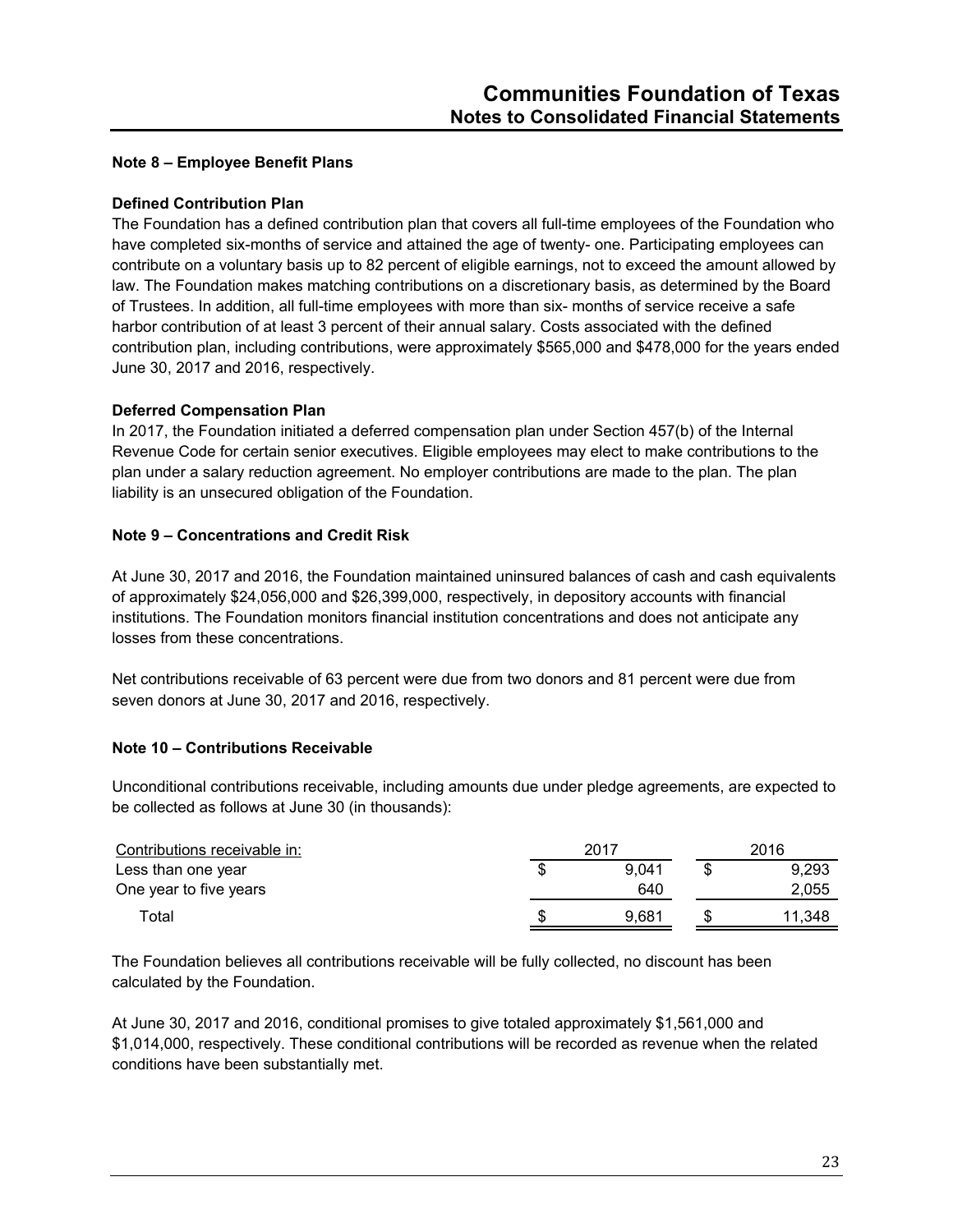## Note 8 – Employee Benefit Plans

### Defined Contribution Plan

The Foundation has a defined contribution plan that covers all full-time employees of the Foundation who have completed six-months of service and attained the age of twenty- one. Participating employees can contribute on a voluntary basis up to 82 percent of eligible earnings, not to exceed the amount allowed by law. The Foundation makes matching contributions on a discretionary basis, as determined by the Board of Trustees. In addition, all full-time employees with more than six- months of service receive a safe harbor contribution of at least 3 percent of their annual salary. Costs associated with the defined contribution plan, including contributions, were approximately $565,000 and $478,000 for the years ended June 30, 2017 and 2016, respectively.

### Deferred Compensation Plan

In 2017, the Foundation initiated a deferred compensation plan under Section 457(b) of the Internal Revenue Code for certain senior executives. Eligible employees may elect to make contributions to the plan under a salary reduction agreement. No employer contributions are made to the plan. The plan liability is an unsecured obligation of the Foundation.

## Note 9 – Concentrations and Credit Risk

At June 30, 2017 and 2016, the Foundation maintained uninsured balances of cash and cash equivalents of approximately $24,056,000 and $26,399,000, respectively, in depository accounts with financial institutions. The Foundation monitors financial institution concentrations and does not anticipate any losses from these concentrations.

Net contributions receivable of 63 percent were due from two donors and 81 percent were due from seven donors at June 30, 2017 and 2016, respectively.

## Note 10 – Contributions Receivable

Unconditional contributions receivable, including amounts due under pledge agreements, are expected to be collected as follows at June 30 (in thousands):

| Contributions receivable in: | 2017 | 2016 |
|---|---|---|
| Less than one year | $ 9,041 | $ 9,293 |
| One year to five years | 640 | 2,055 |
| Total | $ 9,681 | $ 11,348 |

The Foundation believes all contributions receivable will be fully collected, no discount has been calculated by the Foundation.

At June 30, 2017 and 2016, conditional promises to give totaled approximately $1,561,000 and $1,014,000, respectively. These conditional contributions will be recorded as revenue when the related conditions have been substantially met.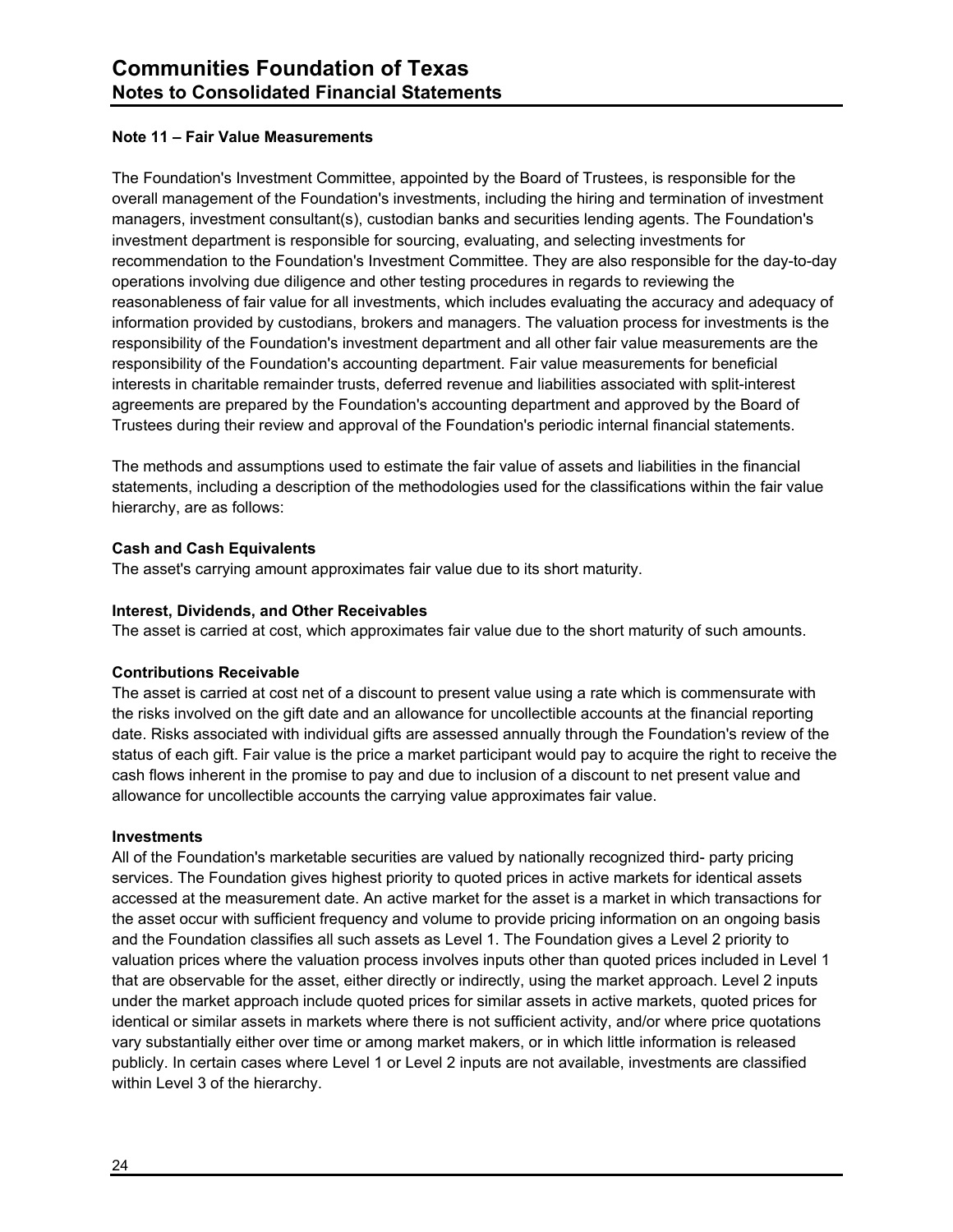## Note 11 – Fair Value Measurements

The Foundation's Investment Committee, appointed by the Board of Trustees, is responsible for the overall management of the Foundation's investments, including the hiring and termination of investment managers, investment consultant(s), custodian banks and securities lending agents. The Foundation's investment department is responsible for sourcing, evaluating, and selecting investments for recommendation to the Foundation's Investment Committee. They are also responsible for the day-to-day operations involving due diligence and other testing procedures in regards to reviewing the reasonableness of fair value for all investments, which includes evaluating the accuracy and adequacy of information provided by custodians, brokers and managers. The valuation process for investments is the responsibility of the Foundation's investment department and all other fair value measurements are the responsibility of the Foundation's accounting department. Fair value measurements for beneficial interests in charitable remainder trusts, deferred revenue and liabilities associated with split-interest agreements are prepared by the Foundation's accounting department and approved by the Board of Trustees during their review and approval of the Foundation's periodic internal financial statements.

The methods and assumptions used to estimate the fair value of assets and liabilities in the financial statements, including a description of the methodologies used for the classifications within the fair value hierarchy, are as follows:

**Cash and Cash Equivalents**
The asset's carrying amount approximates fair value due to its short maturity.

**Interest, Dividends, and Other Receivables**
The asset is carried at cost, which approximates fair value due to the short maturity of such amounts.

**Contributions Receivable**
The asset is carried at cost net of a discount to present value using a rate which is commensurate with the risks involved on the gift date and an allowance for uncollectible accounts at the financial reporting date. Risks associated with individual gifts are assessed annually through the Foundation's review of the status of each gift. Fair value is the price a market participant would pay to acquire the right to receive the cash flows inherent in the promise to pay and due to inclusion of a discount to net present value and allowance for uncollectible accounts the carrying value approximates fair value.

**Investments**
All of the Foundation's marketable securities are valued by nationally recognized third- party pricing services. The Foundation gives highest priority to quoted prices in active markets for identical assets accessed at the measurement date. An active market for the asset is a market in which transactions for the asset occur with sufficient frequency and volume to provide pricing information on an ongoing basis and the Foundation classifies all such assets as Level 1. The Foundation gives a Level 2 priority to valuation prices where the valuation process involves inputs other than quoted prices included in Level 1 that are observable for the asset, either directly or indirectly, using the market approach. Level 2 inputs under the market approach include quoted prices for similar assets in active markets, quoted prices for identical or similar assets in markets where there is not sufficient activity, and/or where price quotations vary substantially either over time or among market makers, or in which little information is released publicly. In certain cases where Level 1 or Level 2 inputs are not available, investments are classified within Level 3 of the hierarchy.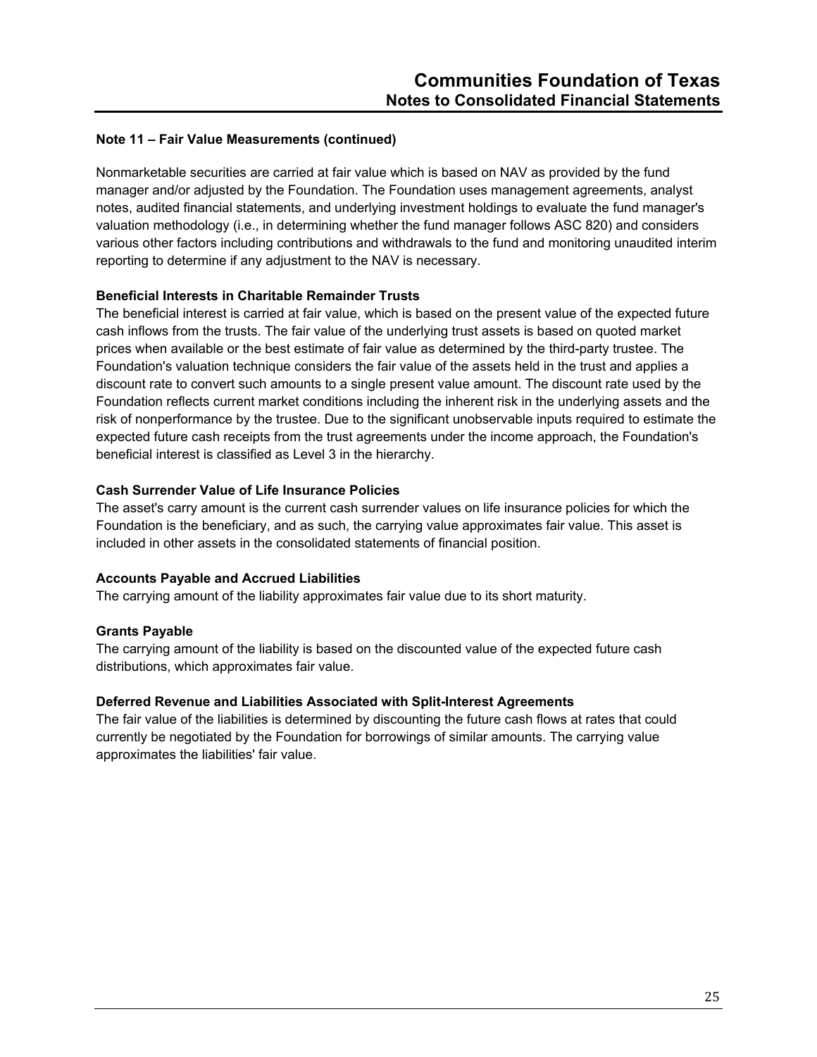**Note 11 – Fair Value Measurements (continued)**

Nonmarketable securities are carried at fair value which is based on NAV as provided by the fund manager and/or adjusted by the Foundation. The Foundation uses management agreements, analyst notes, audited financial statements, and underlying investment holdings to evaluate the fund manager's valuation methodology (i.e., in determining whether the fund manager follows ASC 820) and considers various other factors including contributions and withdrawals to the fund and monitoring unaudited interim reporting to determine if any adjustment to the NAV is necessary.

**Beneficial Interests in Charitable Remainder Trusts**

The beneficial interest is carried at fair value, which is based on the present value of the expected future cash inflows from the trusts. The fair value of the underlying trust assets is based on quoted market prices when available or the best estimate of fair value as determined by the third-party trustee. The Foundation's valuation technique considers the fair value of the assets held in the trust and applies a discount rate to convert such amounts to a single present value amount. The discount rate used by the Foundation reflects current market conditions including the inherent risk in the underlying assets and the risk of nonperformance by the trustee. Due to the significant unobservable inputs required to estimate the expected future cash receipts from the trust agreements under the income approach, the Foundation's beneficial interest is classified as Level 3 in the hierarchy.

**Cash Surrender Value of Life Insurance Policies**

The asset's carry amount is the current cash surrender values on life insurance policies for which the Foundation is the beneficiary, and as such, the carrying value approximates fair value. This asset is included in other assets in the consolidated statements of financial position.

**Accounts Payable and Accrued Liabilities**

The carrying amount of the liability approximates fair value due to its short maturity.

**Grants Payable**

The carrying amount of the liability is based on the discounted value of the expected future cash distributions, which approximates fair value.

**Deferred Revenue and Liabilities Associated with Split-Interest Agreements**

The fair value of the liabilities is determined by discounting the future cash flows at rates that could currently be negotiated by the Foundation for borrowings of similar amounts. The carrying value approximates the liabilities' fair value.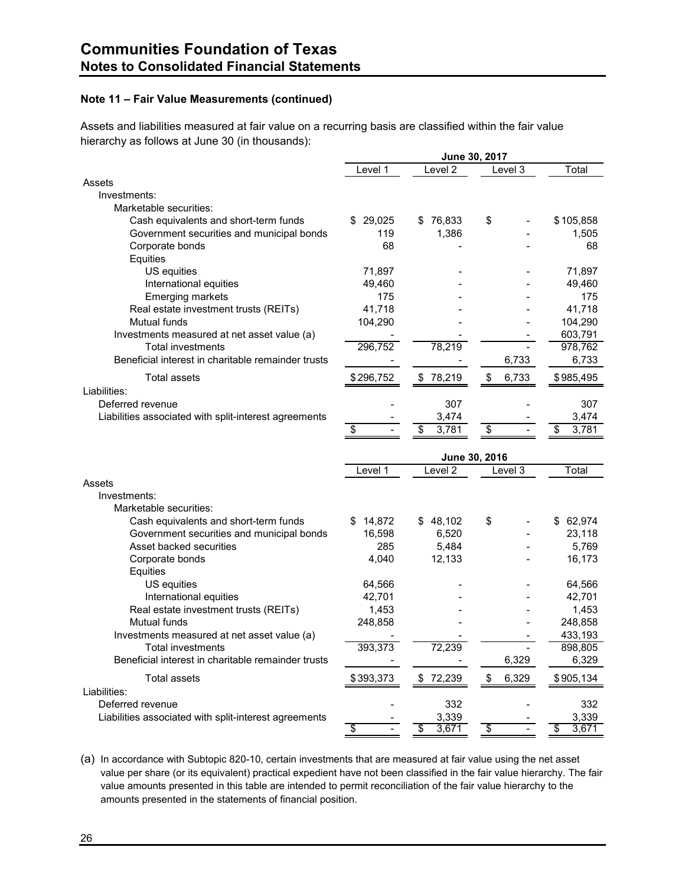## Communities Foundation of Texas
## Notes to Consolidated Financial Statements

### Note 11 – Fair Value Measurements (continued)

Assets and liabilities measured at fair value on a recurring basis are classified within the fair value hierarchy as follows at June 30 (in thousands):

| | June 30, 2017 | | | |
|---|---|---|---|---|
| | Level 1 | Level 2 | Level 3 | Total |
| Assets | | | | |
| Investments: | | | | |
| Marketable securities: | | | | |
| Cash equivalents and short-term funds | $ 29,025 | $ 76,833 | $ - | $ 105,858 |
| Government securities and municipal bonds | 119 | 1,386 | - | 1,505 |
| Corporate bonds | 68 | - | - | 68 |
| Equities | | | | |
| US equities | 71,897 | - | - | 71,897 |
| International equities | 49,460 | - | - | 49,460 |
| Emerging markets | 175 | - | - | 175 |
| Real estate investment trusts (REITs) | 41,718 | - | - | 41,718 |
| Mutual funds | 104,290 | - | - | 104,290 |
| Investments measured at net asset value (a) | - | - | - | 603,791 |
| Total investments | 296,752 | 78,219 | - | 978,762 |
| Beneficial interest in charitable remainder trusts | - | - | 6,733 | 6,733 |
| Total assets | $ 296,752 | $ 78,219 | $ 6,733 | $ 985,495 |
| Liabilities: | | | | |
| Deferred revenue | - | 307 | - | 307 |
| Liabilities associated with split-interest agreements | - | 3,474 | - | 3,474 |
| | $ - | $ 3,781 | $ - | $ 3,781 |

| | June 30, 2016 | | | |
|---|---|---|---|---|
| | Level 1 | Level 2 | Level 3 | Total |
| Assets | | | | |
| Investments: | | | | |
| Marketable securities: | | | | |
| Cash equivalents and short-term funds | $ 14,872 | $ 48,102 | $ - | $ 62,974 |
| Government securities and municipal bonds | 16,598 | 6,520 | - | 23,118 |
| Asset backed securities | 285 | 5,484 | - | 5,769 |
| Corporate bonds | 4,040 | 12,133 | - | 16,173 |
| Equities | | | | |
| US equities | 64,566 | - | - | 64,566 |
| International equities | 42,701 | - | - | 42,701 |
| Real estate investment trusts (REITs) | 1,453 | - | - | 1,453 |
| Mutual funds | 248,858 | - | - | 248,858 |
| Investments measured at net asset value (a) | - | - | - | 433,193 |
| Total investments | 393,373 | 72,239 | - | 898,805 |
| Beneficial interest in charitable remainder trusts | - | - | 6,329 | 6,329 |
| Total assets | $ 393,373 | $ 72,239 | $ 6,329 | $ 905,134 |
| Liabilities: | | | | |
| Deferred revenue | - | 332 | - | 332 |
| Liabilities associated with split-interest agreements | - | 3,339 | - | 3,339 |
| | $ - | $ 3,671 | $ - | $ 3,671 |

(a) In accordance with Subtopic 820-10, certain investments that are measured at fair value using the net asset value per share (or its equivalent) practical expedient have not been classified in the fair value hierarchy. The fair value amounts presented in this table are intended to permit reconciliation of the fair value hierarchy to the amounts presented in the statements of financial position.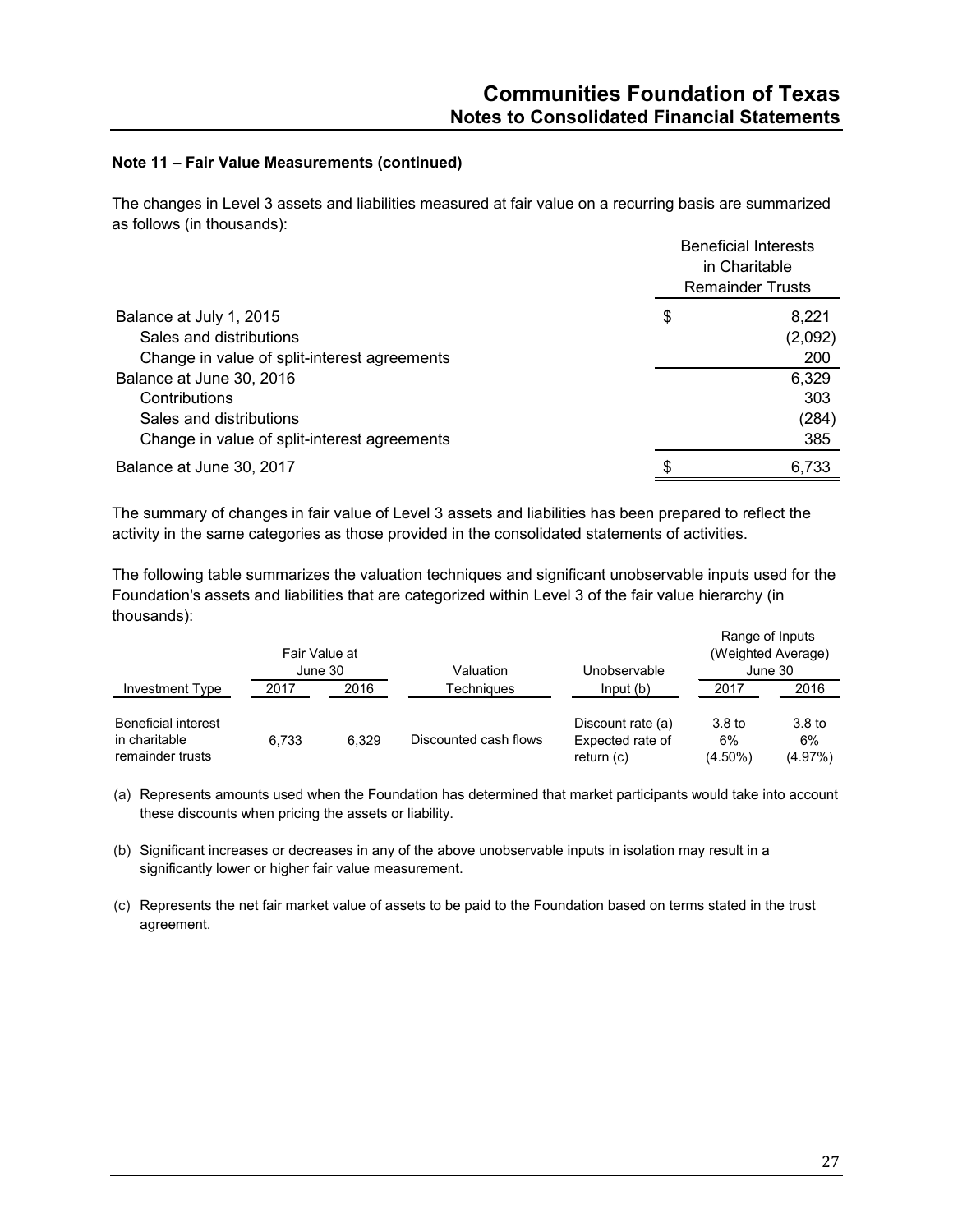**Note 11 – Fair Value Measurements (continued)**

The changes in Level 3 assets and liabilities measured at fair value on a recurring basis are summarized as follows (in thousands):

| | Beneficial Interests in Charitable Remainder Trusts |
|---|---|
| Balance at July 1, 2015 | $ 8,221 |
| Sales and distributions | (2,092) |
| Change in value of split-interest agreements | 200 |
| Balance at June 30, 2016 | 6,329 |
| Contributions | 303 |
| Sales and distributions | (284) |
| Change in value of split-interest agreements | 385 |
| Balance at June 30, 2017 | $ 6,733 |

The summary of changes in fair value of Level 3 assets and liabilities has been prepared to reflect the activity in the same categories as those provided in the consolidated statements of activities.

The following table summarizes the valuation techniques and significant unobservable inputs used for the Foundation's assets and liabilities that are categorized within Level 3 of the fair value hierarchy (in thousands):

| | Fair Value at June 30 | | Valuation | Unobservable | Range of Inputs (Weighted Average) June 30 | |
|---|---|---|---|---|---|---|
| Investment Type | 2017 | 2016 | Techniques | Input (b) | 2017 | 2016 |
| Beneficial interest in charitable remainder trusts | 6,733 | 6,329 | Discounted cash flows | Discount rate (a) Expected rate of return (c) | 3.8 to 6% (4.50%) | 3.8 to 6% (4.97%) |

(a) Represents amounts used when the Foundation has determined that market participants would take into account these discounts when pricing the assets or liability.

(b) Significant increases or decreases in any of the above unobservable inputs in isolation may result in a significantly lower or higher fair value measurement.

(c) Represents the net fair market value of assets to be paid to the Foundation based on terms stated in the trust agreement.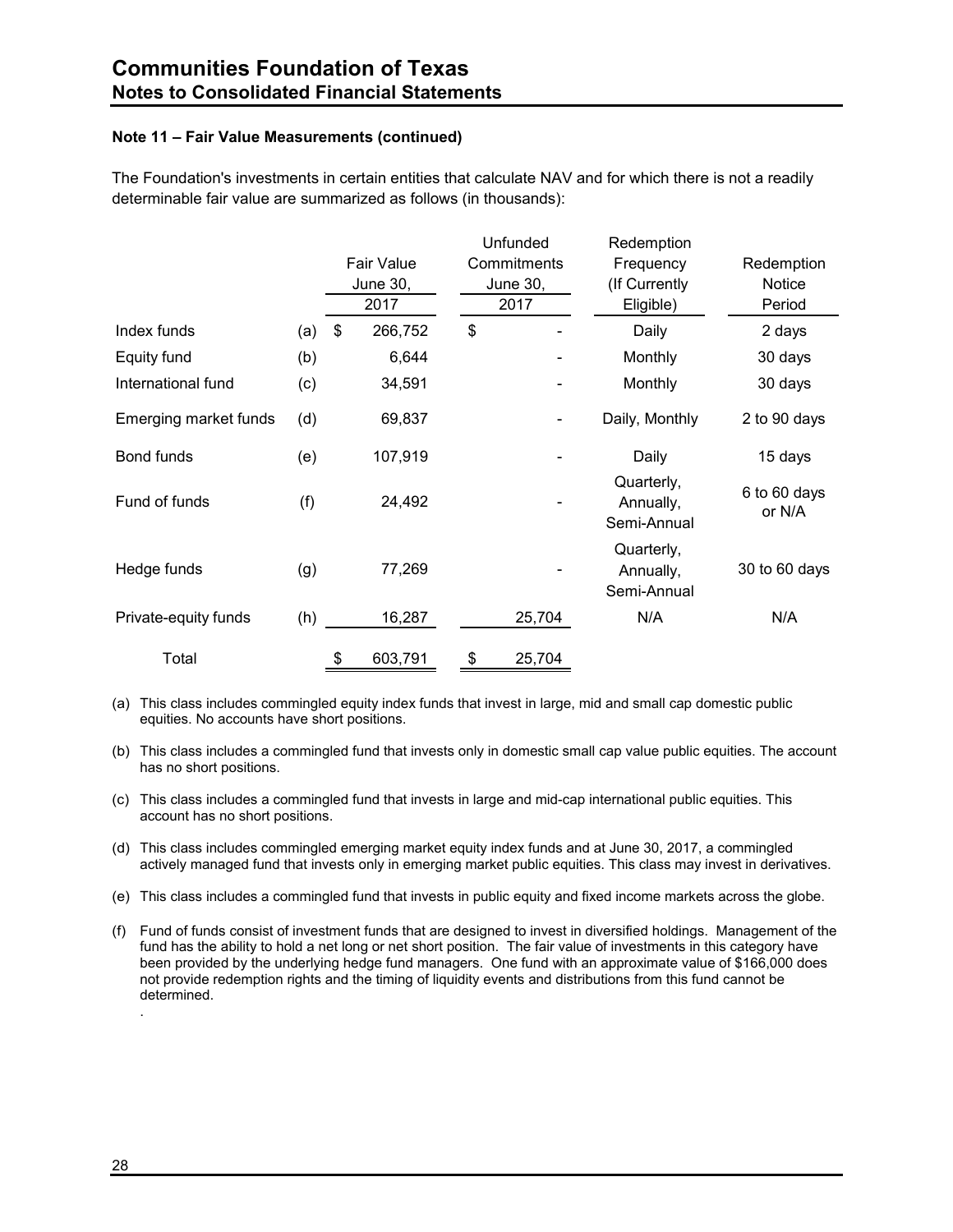### Note 11 – Fair Value Measurements (continued)

The Foundation's investments in certain entities that calculate NAV and for which there is not a readily determinable fair value are summarized as follows (in thousands):

| | | Fair Value June 30, 2017 | Unfunded Commitments June 30, 2017 | Redemption Frequency (If Currently Eligible) | Redemption Notice Period |
|---|---|---|---|---|---|
| Index funds | (a) | $ 266,752 | $ - | Daily | 2 days |
| Equity fund | (b) | 6,644 | - | Monthly | 30 days |
| International fund | (c) | 34,591 | - | Monthly | 30 days |
| Emerging market funds | (d) | 69,837 | - | Daily, Monthly | 2 to 90 days |
| Bond funds | (e) | 107,919 | - | Daily | 15 days |
| Fund of funds | (f) | 24,492 | - | Quarterly, Annually, Semi-Annual | 6 to 60 days or N/A |
| Hedge funds | (g) | 77,269 | - | Quarterly, Annually, Semi-Annual | 30 to 60 days |
| Private-equity funds | (h) | 16,287 | 25,704 | N/A | N/A |
| Total | | $ 603,791 | $ 25,704 | | |

(a) This class includes commingled equity index funds that invest in large, mid and small cap domestic public equities. No accounts have short positions.

(b) This class includes a commingled fund that invests only in domestic small cap value public equities. The account has no short positions.

(c) This class includes a commingled fund that invests in large and mid-cap international public equities. This account has no short positions.

(d) This class includes commingled emerging market equity index funds and at June 30, 2017, a commingled actively managed fund that invests only in emerging market public equities. This class may invest in derivatives.

(e) This class includes a commingled fund that invests in public equity and fixed income markets across the globe.

(f) Fund of funds consist of investment funds that are designed to invest in diversified holdings. Management of the fund has the ability to hold a net long or net short position. The fair value of investments in this category have been provided by the underlying hedge fund managers. One fund with an approximate value of $166,000 does not provide redemption rights and the timing of liquidity events and distributions from this fund cannot be determined.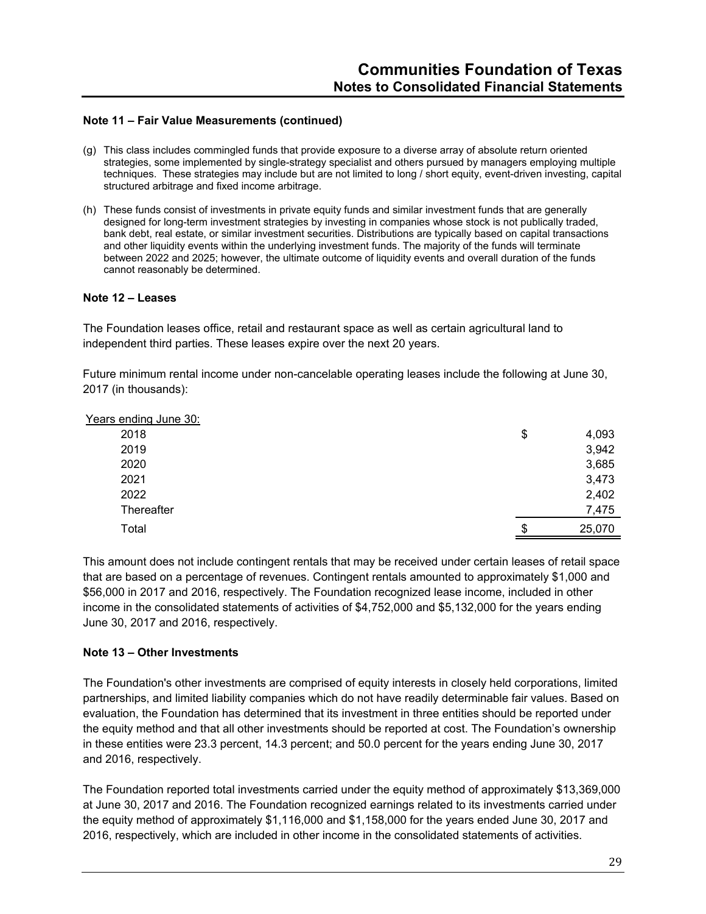### Note 11 – Fair Value Measurements (continued)

(g) This class includes commingled funds that provide exposure to a diverse array of absolute return oriented strategies, some implemented by single-strategy specialist and others pursued by managers employing multiple techniques. These strategies may include but are not limited to long / short equity, event-driven investing, capital structured arbitrage and fixed income arbitrage.

(h) These funds consist of investments in private equity funds and similar investment funds that are generally designed for long-term investment strategies by investing in companies whose stock is not publically traded, bank debt, real estate, or similar investment securities. Distributions are typically based on capital transactions and other liquidity events within the underlying investment funds. The majority of the funds will terminate between 2022 and 2025; however, the ultimate outcome of liquidity events and overall duration of the funds cannot reasonably be determined.

### Note 12 – Leases

The Foundation leases office, retail and restaurant space as well as certain agricultural land to independent third parties. These leases expire over the next 20 years.

Future minimum rental income under non-cancelable operating leases include the following at June 30, 2017 (in thousands):

| Years ending June 30: | |
|---|---|
| 2018 | $ 4,093 |
| 2019 | 3,942 |
| 2020 | 3,685 |
| 2021 | 3,473 |
| 2022 | 2,402 |
| Thereafter | 7,475 |
| Total | $ 25,070 |

This amount does not include contingent rentals that may be received under certain leases of retail space that are based on a percentage of revenues. Contingent rentals amounted to approximately $1,000 and $56,000 in 2017 and 2016, respectively. The Foundation recognized lease income, included in other income in the consolidated statements of activities of $4,752,000 and $5,132,000 for the years ending June 30, 2017 and 2016, respectively.

### Note 13 – Other Investments

The Foundation's other investments are comprised of equity interests in closely held corporations, limited partnerships, and limited liability companies which do not have readily determinable fair values. Based on evaluation, the Foundation has determined that its investment in three entities should be reported under the equity method and that all other investments should be reported at cost. The Foundation's ownership in these entities were 23.3 percent, 14.3 percent; and 50.0 percent for the years ending June 30, 2017 and 2016, respectively.

The Foundation reported total investments carried under the equity method of approximately $13,369,000 at June 30, 2017 and 2016. The Foundation recognized earnings related to its investments carried under the equity method of approximately $1,116,000 and $1,158,000 for the years ended June 30, 2017 and 2016, respectively, which are included in other income in the consolidated statements of activities.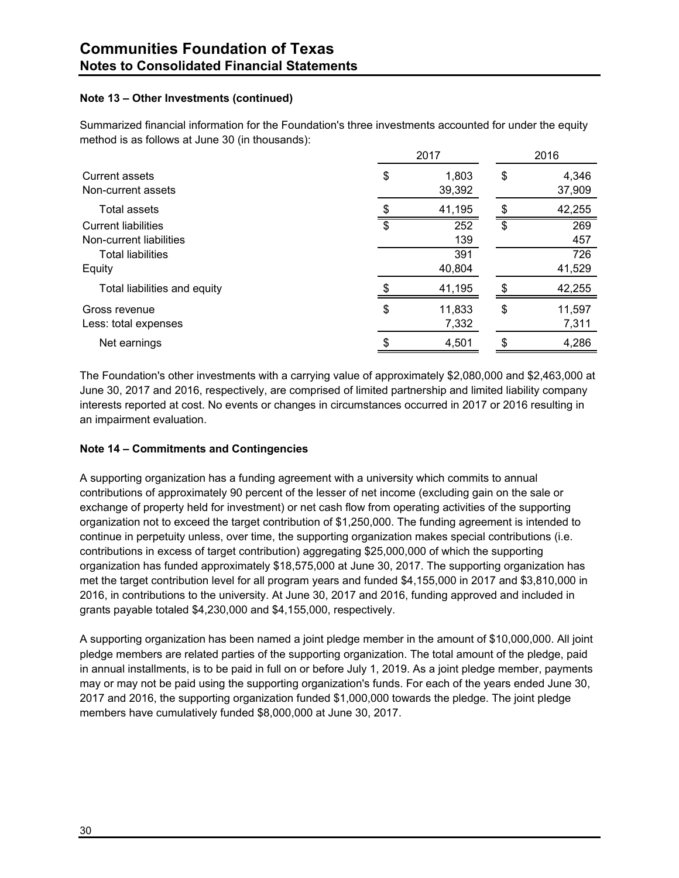### Note 13 – Other Investments (continued)

Summarized financial information for the Foundation's three investments accounted for under the equity method is as follows at June 30 (in thousands):

| | 2017 | 2016 |
|---|---|---|
| Current assets | $ 1,803 | $ 4,346 |
| Non-current assets | 39,392 | 37,909 |
| Total assets | $ 41,195 | $ 42,255 |
| Current liabilities | $ 252 | $ 269 |
| Non-current liabilities | 139 | 457 |
| Total liabilities | 391 | 726 |
| Equity | 40,804 | 41,529 |
| Total liabilities and equity | $ 41,195 | $ 42,255 |
| Gross revenue | $ 11,833 | $ 11,597 |
| Less: total expenses | 7,332 | 7,311 |
| Net earnings | $ 4,501 | $ 4,286 |

The Foundation's other investments with a carrying value of approximately $2,080,000 and $2,463,000 at June 30, 2017 and 2016, respectively, are comprised of limited partnership and limited liability company interests reported at cost. No events or changes in circumstances occurred in 2017 or 2016 resulting in an impairment evaluation.

### Note 14 – Commitments and Contingencies

A supporting organization has a funding agreement with a university which commits to annual contributions of approximately 90 percent of the lesser of net income (excluding gain on the sale or exchange of property held for investment) or net cash flow from operating activities of the supporting organization not to exceed the target contribution of $1,250,000. The funding agreement is intended to continue in perpetuity unless, over time, the supporting organization makes special contributions (i.e. contributions in excess of target contribution) aggregating $25,000,000 of which the supporting organization has funded approximately $18,575,000 at June 30, 2017. The supporting organization has met the target contribution level for all program years and funded $4,155,000 in 2017 and $3,810,000 in 2016, in contributions to the university. At June 30, 2017 and 2016, funding approved and included in grants payable totaled $4,230,000 and $4,155,000, respectively.

A supporting organization has been named a joint pledge member in the amount of $10,000,000. All joint pledge members are related parties of the supporting organization. The total amount of the pledge, paid in annual installments, is to be paid in full on or before July 1, 2019. As a joint pledge member, payments may or may not be paid using the supporting organization's funds. For each of the years ended June 30, 2017 and 2016, the supporting organization funded $1,000,000 towards the pledge. The joint pledge members have cumulatively funded $8,000,000 at June 30, 2017.